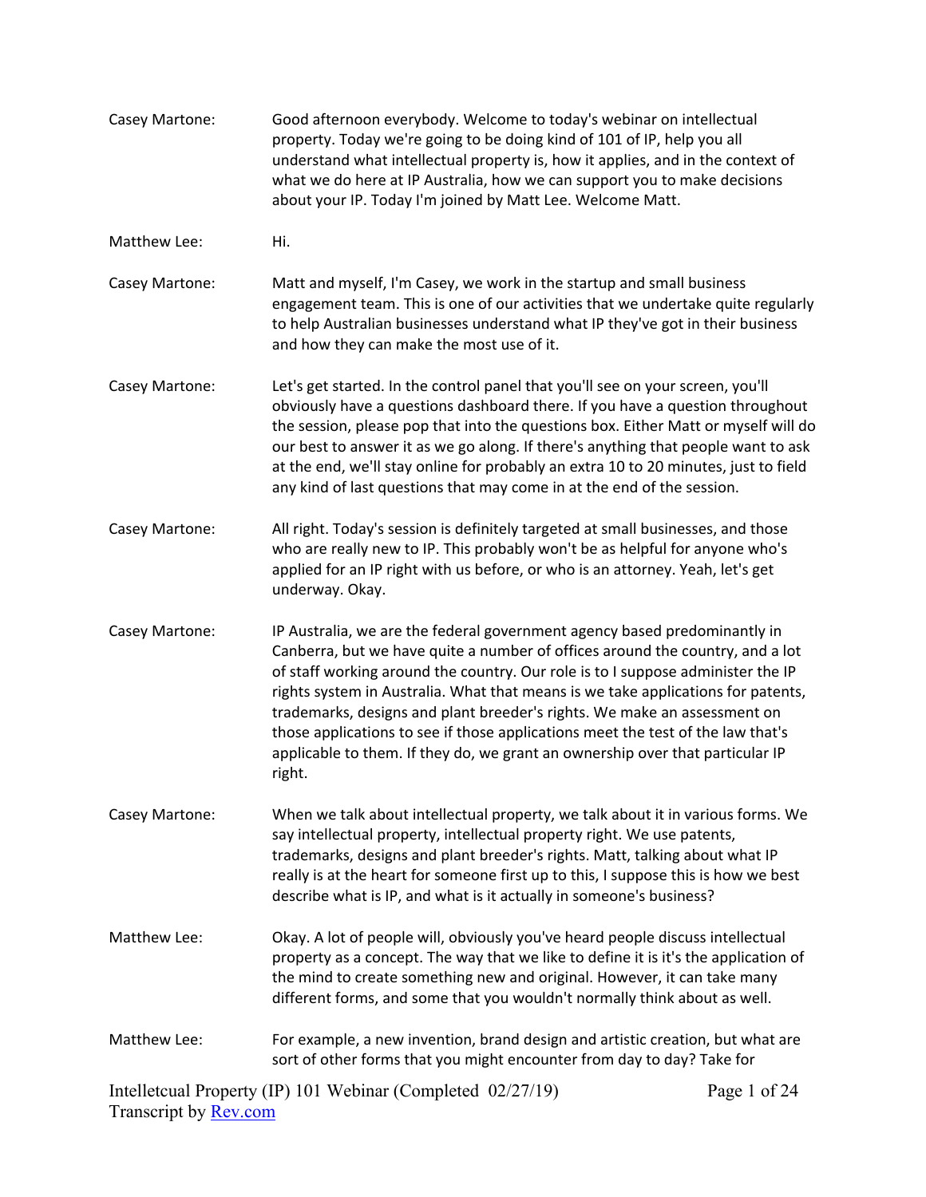Casey Martone: Good afternoon everybody. Welcome to today's webinar on intellectual property. Today we're going to be doing kind of 101 of IP, help you all understand what intellectual property is, how it applies, and in the context of what we do here at IP Australia, how we can support you to make decisions about your IP. Today I'm joined by Matt Lee. Welcome Matt.

Matthew Lee: Hi.

Casey Martone: Matt and myself, I'm Casey, we work in the startup and small business engagement team. This is one of our activities that we undertake quite regularly to help Australian businesses understand what IP they've got in their business and how they can make the most use of it.

Casey Martone: Let's get started. In the control panel that you'll see on your screen, you'll obviously have a questions dashboard there. If you have a question throughout the session, please pop that into the questions box. Either Matt or myself will do our best to answer it as we go along. If there's anything that people want to ask at the end, we'll stay online for probably an extra 10 to 20 minutes, just to field any kind of last questions that may come in at the end of the session.

Casey Martone: All right. Today's session is definitely targeted at small businesses, and those who are really new to IP. This probably won't be as helpful for anyone who's applied for an IP right with us before, or who is an attorney. Yeah, let's get underway. Okay.

Casey Martone: IP Australia, we are the federal government agency based predominantly in Canberra, but we have quite a number of offices around the country, and a lot of staff working around the country. Our role is to I suppose administer the IP rights system in Australia. What that means is we take applications for patents, trademarks, designs and plant breeder's rights. We make an assessment on those applications to see if those applications meet the test of the law that's applicable to them. If they do, we grant an ownership over that particular IP right.

Casey Martone: When we talk about intellectual property, we talk about it in various forms. We say intellectual property, intellectual property right. We use patents, trademarks, designs and plant breeder's rights. Matt, talking about what IP really is at the heart for someone first up to this, I suppose this is how we best describe what is IP, and what is it actually in someone's business?

Matthew Lee: Okay. A lot of people will, obviously you've heard people discuss intellectual property as a concept. The way that we like to define it is it's the application of the mind to create something new and original. However, it can take many different forms, and some that you wouldn't normally think about as well.

Matthew Lee: For example, a new invention, brand design and artistic creation, but what are sort of other forms that you might encounter from day to day? Take for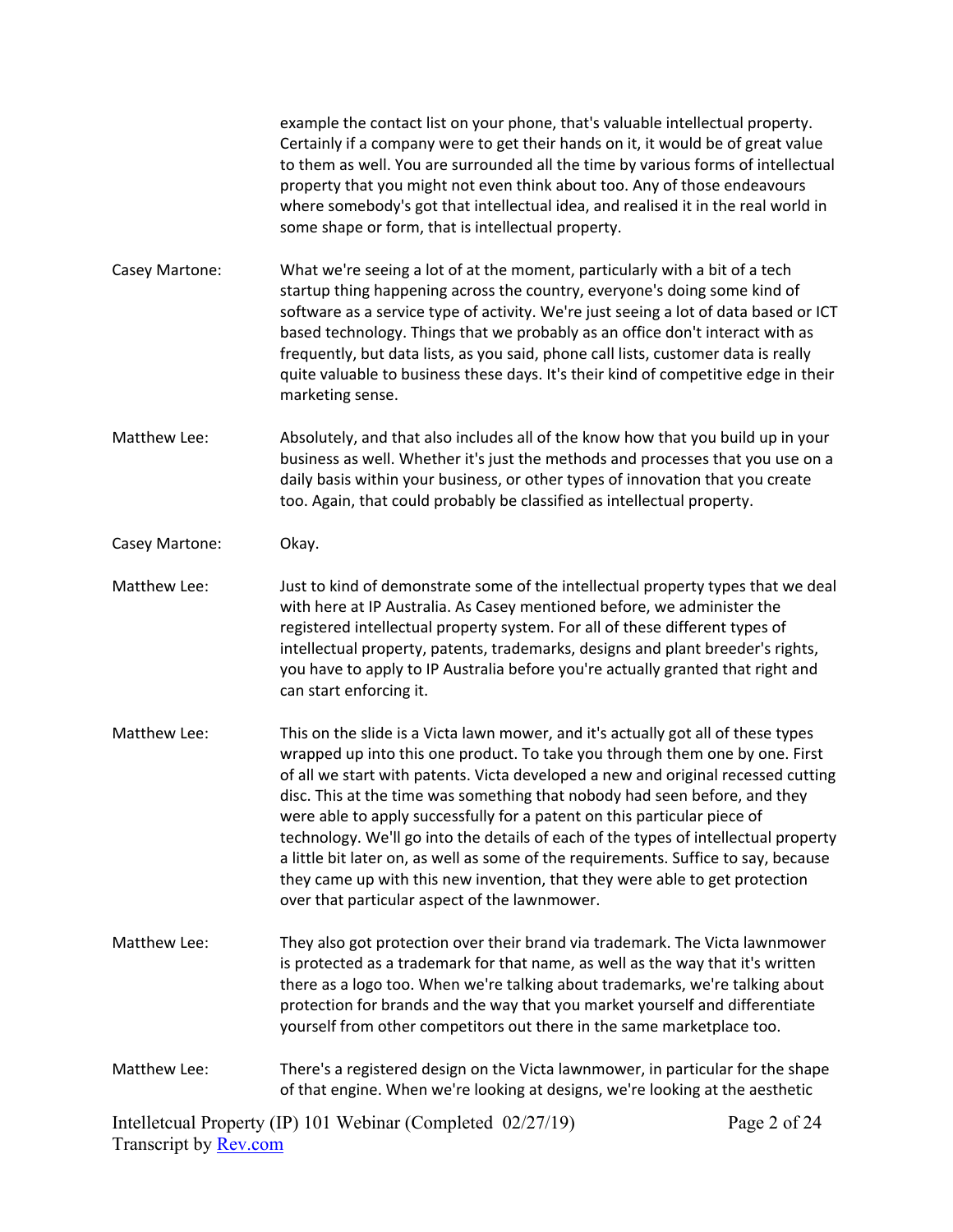example the contact list on your phone, that's valuable intellectual property. Certainly if a company were to get their hands on it, it would be of great value to them as well. You are surrounded all the time by various forms of intellectual property that you might not even think about too. Any of those endeavours where somebody's got that intellectual idea, and realised it in the real world in some shape or form, that is intellectual property.

Casey Martone: What we're seeing a lot of at the moment, particularly with a bit of a tech startup thing happening across the country, everyone's doing some kind of software as a service type of activity. We're just seeing a lot of data based or ICT based technology. Things that we probably as an office don't interact with as frequently, but data lists, as you said, phone call lists, customer data is really quite valuable to business these days. It's their kind of competitive edge in their marketing sense.

Matthew Lee: Absolutely, and that also includes all of the know how that you build up in your business as well. Whether it's just the methods and processes that you use on a daily basis within your business, or other types of innovation that you create too. Again, that could probably be classified as intellectual property.

Casey Martone: Okay.

Matthew Lee: Just to kind of demonstrate some of the intellectual property types that we deal with here at IP Australia. As Casey mentioned before, we administer the registered intellectual property system. For all of these different types of intellectual property, patents, trademarks, designs and plant breeder's rights, you have to apply to IP Australia before you're actually granted that right and can start enforcing it.

Matthew Lee: This on the slide is a Victa lawn mower, and it's actually got all of these types wrapped up into this one product. To take you through them one by one. First of all we start with patents. Victa developed a new and original recessed cutting disc. This at the time was something that nobody had seen before, and they were able to apply successfully for a patent on this particular piece of technology. We'll go into the details of each of the types of intellectual property a little bit later on, as well as some of the requirements. Suffice to say, because they came up with this new invention, that they were able to get protection over that particular aspect of the lawnmower.

Matthew Lee: They also got protection over their brand via trademark. The Victa lawnmower is protected as a trademark for that name, as well as the way that it's written there as a logo too. When we're talking about trademarks, we're talking about protection for brands and the way that you market yourself and differentiate yourself from other competitors out there in the same marketplace too.

Matthew Lee: There's a registered design on the Victa lawnmower, in particular for the shape of that engine. When we're looking at designs, we're looking at the aesthetic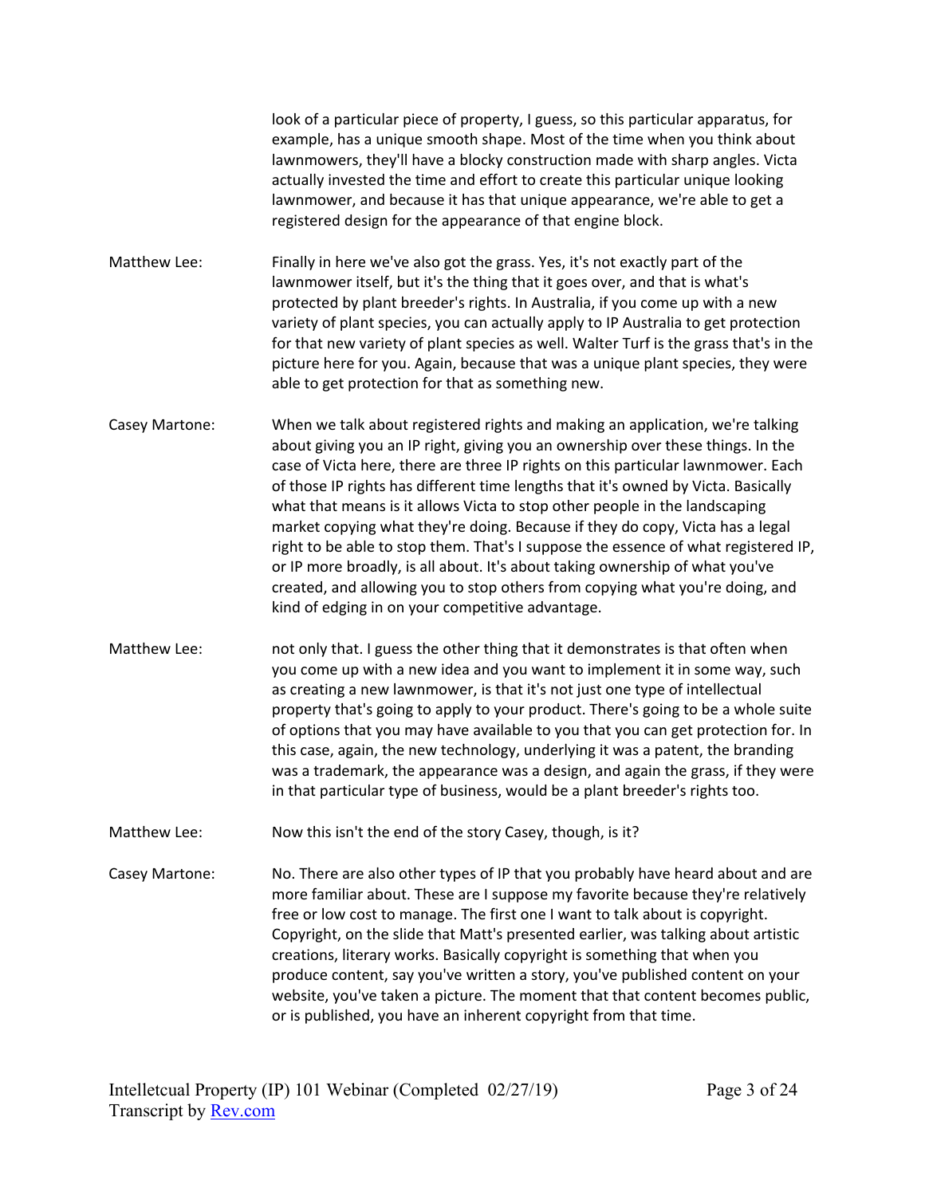look of a particular piece of property, I guess, so this particular apparatus, for example, has a unique smooth shape. Most of the time when you think about lawnmowers, they'll have a blocky construction made with sharp angles. Victa actually invested the time and effort to create this particular unique looking lawnmower, and because it has that unique appearance, we're able to get a registered design for the appearance of that engine block.

Matthew Lee: Finally in here we've also got the grass. Yes, it's not exactly part of the lawnmower itself, but it's the thing that it goes over, and that is what's protected by plant breeder's rights. In Australia, if you come up with a new variety of plant species, you can actually apply to IP Australia to get protection for that new variety of plant species as well. Walter Turf is the grass that's in the picture here for you. Again, because that was a unique plant species, they were able to get protection for that as something new.

Casey Martone: When we talk about registered rights and making an application, we're talking about giving you an IP right, giving you an ownership over these things. In the case of Victa here, there are three IP rights on this particular lawnmower. Each of those IP rights has different time lengths that it's owned by Victa. Basically what that means is it allows Victa to stop other people in the landscaping market copying what they're doing. Because if they do copy, Victa has a legal right to be able to stop them. That's I suppose the essence of what registered IP, or IP more broadly, is all about. It's about taking ownership of what you've created, and allowing you to stop others from copying what you're doing, and kind of edging in on your competitive advantage.

Matthew Lee: not only that. I guess the other thing that it demonstrates is that often when you come up with a new idea and you want to implement it in some way, such as creating a new lawnmower, is that it's not just one type of intellectual property that's going to apply to your product. There's going to be a whole suite of options that you may have available to you that you can get protection for. In this case, again, the new technology, underlying it was a patent, the branding was a trademark, the appearance was a design, and again the grass, if they were in that particular type of business, would be a plant breeder's rights too.

Matthew Lee: Now this isn't the end of the story Casey, though, is it?

Casey Martone: No. There are also other types of IP that you probably have heard about and are more familiar about. These are I suppose my favorite because they're relatively free or low cost to manage. The first one I want to talk about is copyright. Copyright, on the slide that Matt's presented earlier, was talking about artistic creations, literary works. Basically copyright is something that when you produce content, say you've written a story, you've published content on your website, you've taken a picture. The moment that that content becomes public, or is published, you have an inherent copyright from that time.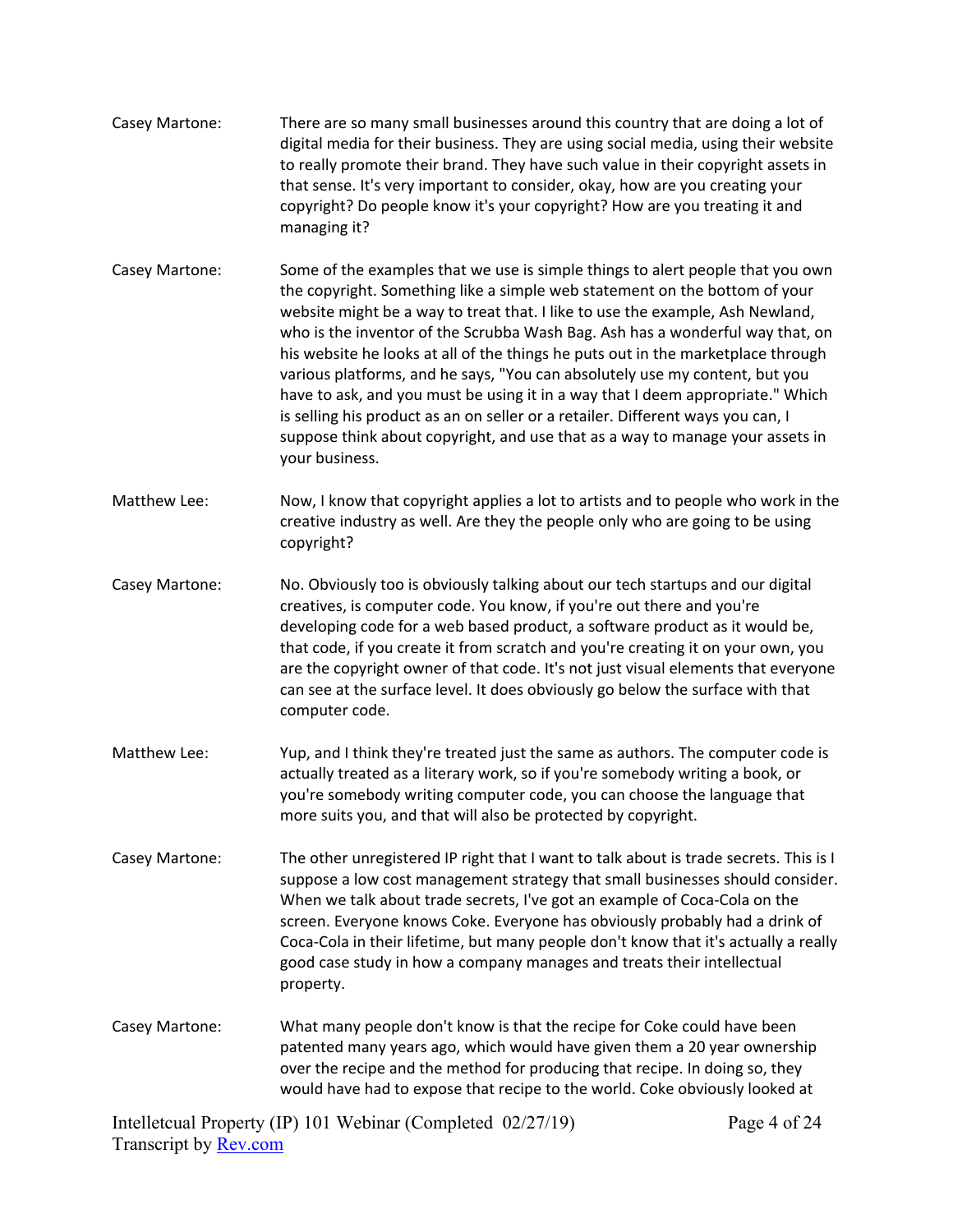Casey Martone: There are so many small businesses around this country that are doing a lot of digital media for their business. They are using social media, using their website to really promote their brand. They have such value in their copyright assets in that sense. It's very important to consider, okay, how are you creating your copyright? Do people know it's your copyright? How are you treating it and managing it?

Casey Martone: Some of the examples that we use is simple things to alert people that you own the copyright. Something like a simple web statement on the bottom of your website might be a way to treat that. I like to use the example, Ash Newland, who is the inventor of the Scrubba Wash Bag. Ash has a wonderful way that, on his website he looks at all of the things he puts out in the marketplace through various platforms, and he says, "You can absolutely use my content, but you have to ask, and you must be using it in a way that I deem appropriate." Which is selling his product as an on seller or a retailer. Different ways you can, I suppose think about copyright, and use that as a way to manage your assets in your business.

Matthew Lee: Now, I know that copyright applies a lot to artists and to people who work in the creative industry as well. Are they the people only who are going to be using copyright?

Casey Martone: No. Obviously too is obviously talking about our tech startups and our digital creatives, is computer code. You know, if you're out there and you're developing code for a web based product, a software product as it would be, that code, if you create it from scratch and you're creating it on your own, you are the copyright owner of that code. It's not just visual elements that everyone can see at the surface level. It does obviously go below the surface with that computer code.

Matthew Lee: Yup, and I think they're treated just the same as authors. The computer code is actually treated as a literary work, so if you're somebody writing a book, or you're somebody writing computer code, you can choose the language that more suits you, and that will also be protected by copyright.

Casey Martone: The other unregistered IP right that I want to talk about is trade secrets. This is I suppose a low cost management strategy that small businesses should consider. When we talk about trade secrets, I've got an example of Coca-Cola on the screen. Everyone knows Coke. Everyone has obviously probably had a drink of Coca-Cola in their lifetime, but many people don't know that it's actually a really good case study in how a company manages and treats their intellectual property.

Casey Martone: What many people don't know is that the recipe for Coke could have been patented many years ago, which would have given them a 20 year ownership over the recipe and the method for producing that recipe. In doing so, they would have had to expose that recipe to the world. Coke obviously looked at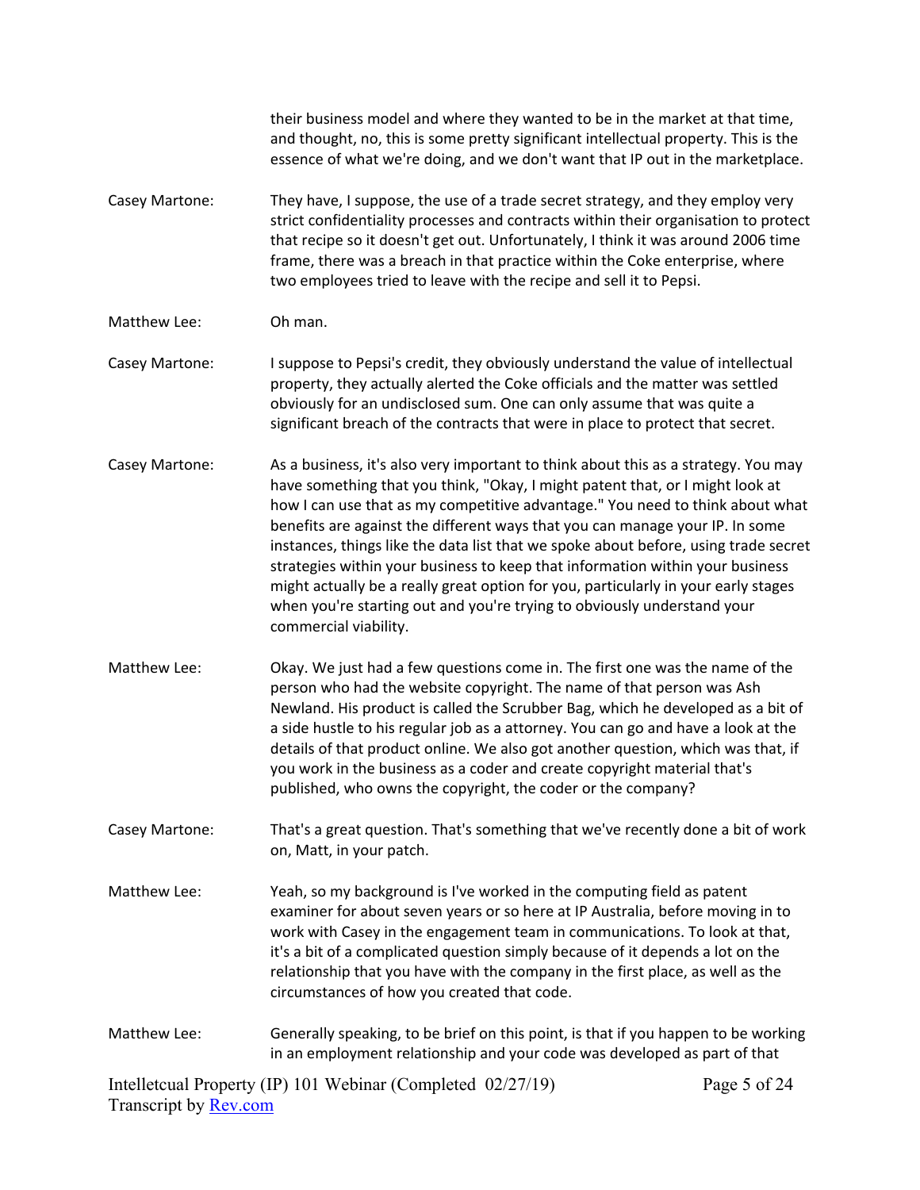their business model and where they wanted to be in the market at that time, and thought, no, this is some pretty significant intellectual property. This is the essence of what we're doing, and we don't want that IP out in the marketplace.

Casey Martone: They have, I suppose, the use of a trade secret strategy, and they employ very strict confidentiality processes and contracts within their organisation to protect that recipe so it doesn't get out. Unfortunately, I think it was around 2006 time frame, there was a breach in that practice within the Coke enterprise, where two employees tried to leave with the recipe and sell it to Pepsi.

Matthew Lee: Oh man.

Casey Martone: I suppose to Pepsi's credit, they obviously understand the value of intellectual property, they actually alerted the Coke officials and the matter was settled obviously for an undisclosed sum. One can only assume that was quite a significant breach of the contracts that were in place to protect that secret.

Casey Martone: As a business, it's also very important to think about this as a strategy. You may have something that you think, "Okay, I might patent that, or I might look at how I can use that as my competitive advantage." You need to think about what benefits are against the different ways that you can manage your IP. In some instances, things like the data list that we spoke about before, using trade secret strategies within your business to keep that information within your business might actually be a really great option for you, particularly in your early stages when you're starting out and you're trying to obviously understand your commercial viability.

Matthew Lee: Okay. We just had a few questions come in. The first one was the name of the person who had the website copyright. The name of that person was Ash Newland. His product is called the Scrubber Bag, which he developed as a bit of a side hustle to his regular job as a attorney. You can go and have a look at the details of that product online. We also got another question, which was that, if you work in the business as a coder and create copyright material that's published, who owns the copyright, the coder or the company?

Casey Martone: That's a great question. That's something that we've recently done a bit of work on, Matt, in your patch.

Matthew Lee: Yeah, so my background is I've worked in the computing field as patent examiner for about seven years or so here at IP Australia, before moving in to work with Casey in the engagement team in communications. To look at that, it's a bit of a complicated question simply because of it depends a lot on the relationship that you have with the company in the first place, as well as the circumstances of how you created that code.

Matthew Lee: Generally speaking, to be brief on this point, is that if you happen to be working in an employment relationship and your code was developed as part of that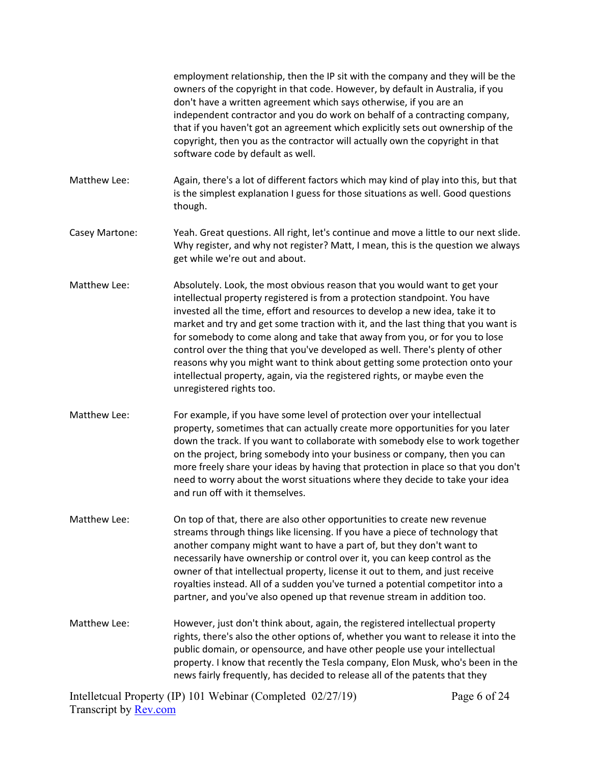employment relationship, then the IP sit with the company and they will be the owners of the copyright in that code. However, by default in Australia, if you don't have a written agreement which says otherwise, if you are an independent contractor and you do work on behalf of a contracting company, that if you haven't got an agreement which explicitly sets out ownership of the copyright, then you as the contractor will actually own the copyright in that software code by default as well.

Matthew Lee: Again, there's a lot of different factors which may kind of play into this, but that is the simplest explanation I guess for those situations as well. Good questions though.

Casey Martone: Yeah. Great questions. All right, let's continue and move a little to our next slide. Why register, and why not register? Matt, I mean, this is the question we always get while we're out and about.

Matthew Lee: Absolutely. Look, the most obvious reason that you would want to get your intellectual property registered is from a protection standpoint. You have invested all the time, effort and resources to develop a new idea, take it to market and try and get some traction with it, and the last thing that you want is for somebody to come along and take that away from you, or for you to lose control over the thing that you've developed as well. There's plenty of other reasons why you might want to think about getting some protection onto your intellectual property, again, via the registered rights, or maybe even the unregistered rights too.

Matthew Lee: For example, if you have some level of protection over your intellectual property, sometimes that can actually create more opportunities for you later down the track. If you want to collaborate with somebody else to work together on the project, bring somebody into your business or company, then you can more freely share your ideas by having that protection in place so that you don't need to worry about the worst situations where they decide to take your idea and run off with it themselves.

Matthew Lee: On top of that, there are also other opportunities to create new revenue streams through things like licensing. If you have a piece of technology that another company might want to have a part of, but they don't want to necessarily have ownership or control over it, you can keep control as the owner of that intellectual property, license it out to them, and just receive royalties instead. All of a sudden you've turned a potential competitor into a partner, and you've also opened up that revenue stream in addition too.

Matthew Lee: However, just don't think about, again, the registered intellectual property rights, there's also the other options of, whether you want to release it into the public domain, or opensource, and have other people use your intellectual property. I know that recently the Tesla company, Elon Musk, who's been in the news fairly frequently, has decided to release all of the patents that they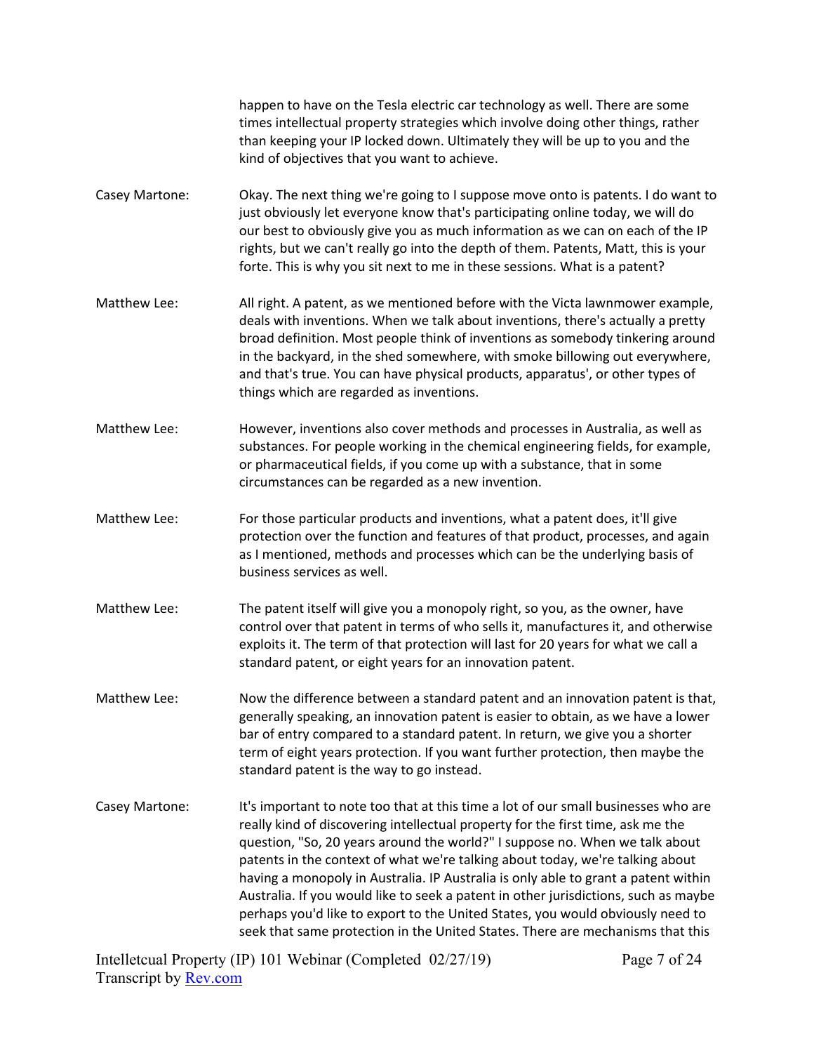happen to have on the Tesla electric car technology as well. There are some times intellectual property strategies which involve doing other things, rather than keeping your IP locked down. Ultimately they will be up to you and the kind of objectives that you want to achieve.

Casey Martone: Okay. The next thing we're going to I suppose move onto is patents. I do want to just obviously let everyone know that's participating online today, we will do our best to obviously give you as much information as we can on each of the IP rights, but we can't really go into the depth of them. Patents, Matt, this is your forte. This is why you sit next to me in these sessions. What is a patent?

Matthew Lee: All right. A patent, as we mentioned before with the Victa lawnmower example, deals with inventions. When we talk about inventions, there's actually a pretty broad definition. Most people think of inventions as somebody tinkering around in the backyard, in the shed somewhere, with smoke billowing out everywhere, and that's true. You can have physical products, apparatus', or other types of things which are regarded as inventions.

Matthew Lee: However, inventions also cover methods and processes in Australia, as well as substances. For people working in the chemical engineering fields, for example, or pharmaceutical fields, if you come up with a substance, that in some circumstances can be regarded as a new invention.

Matthew Lee: For those particular products and inventions, what a patent does, it'll give protection over the function and features of that product, processes, and again as I mentioned, methods and processes which can be the underlying basis of business services as well.

Matthew Lee: The patent itself will give you a monopoly right, so you, as the owner, have control over that patent in terms of who sells it, manufactures it, and otherwise exploits it. The term of that protection will last for 20 years for what we call a standard patent, or eight years for an innovation patent.

Matthew Lee: Now the difference between a standard patent and an innovation patent is that, generally speaking, an innovation patent is easier to obtain, as we have a lower bar of entry compared to a standard patent. In return, we give you a shorter term of eight years protection. If you want further protection, then maybe the standard patent is the way to go instead.

Casey Martone: It's important to note too that at this time a lot of our small businesses who are really kind of discovering intellectual property for the first time, ask me the question, "So, 20 years around the world?" I suppose no. When we talk about patents in the context of what we're talking about today, we're talking about having a monopoly in Australia. IP Australia is only able to grant a patent within Australia. If you would like to seek a patent in other jurisdictions, such as maybe perhaps you'd like to export to the United States, you would obviously need to seek that same protection in the United States. There are mechanisms that this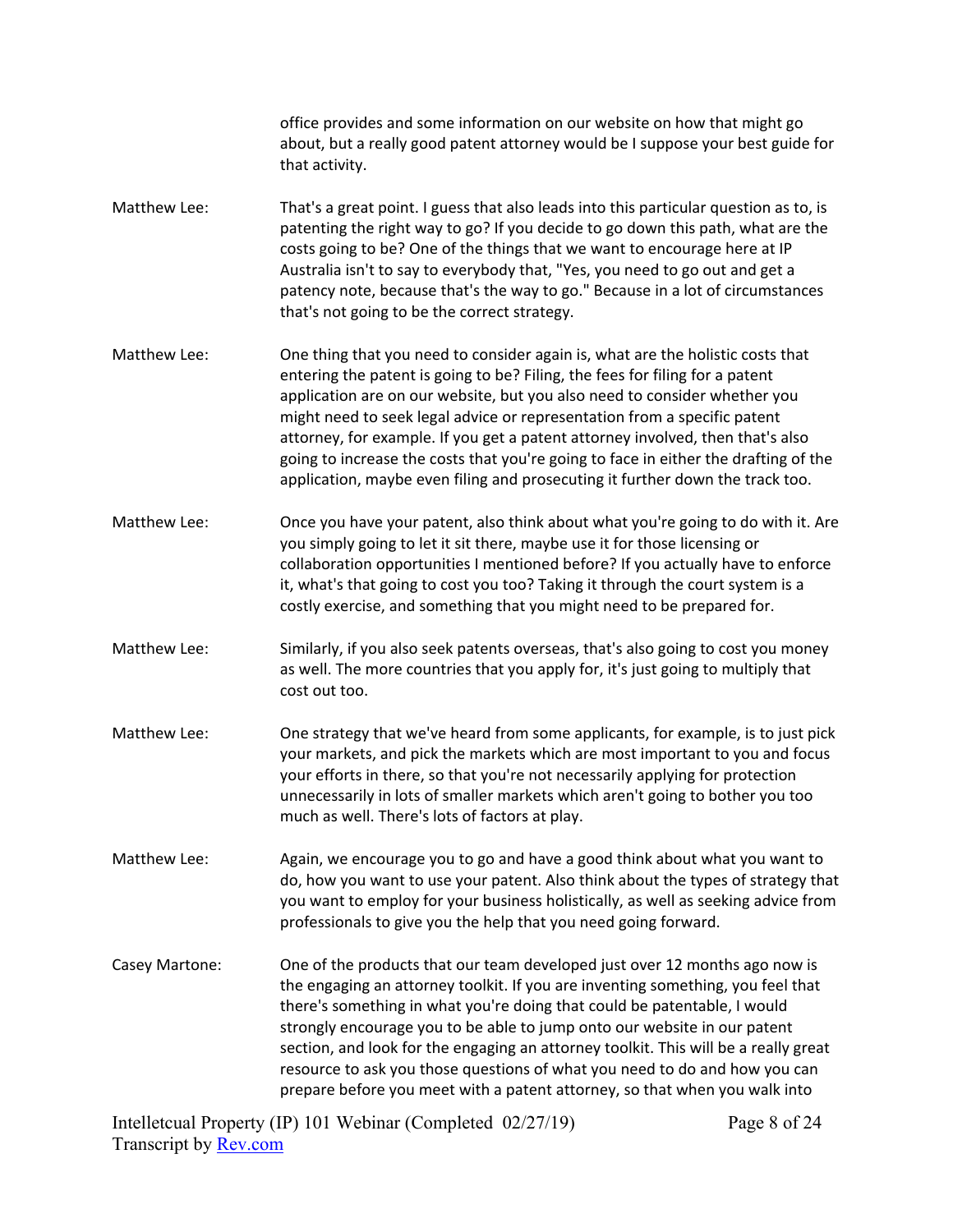office provides and some information on our website on how that might go about, but a really good patent attorney would be I suppose your best guide for that activity.

Matthew Lee: That's a great point. I guess that also leads into this particular question as to, is patenting the right way to go? If you decide to go down this path, what are the costs going to be? One of the things that we want to encourage here at IP Australia isn't to say to everybody that, "Yes, you need to go out and get a patency note, because that's the way to go." Because in a lot of circumstances that's not going to be the correct strategy.

Matthew Lee: One thing that you need to consider again is, what are the holistic costs that entering the patent is going to be? Filing, the fees for filing for a patent application are on our website, but you also need to consider whether you might need to seek legal advice or representation from a specific patent attorney, for example. If you get a patent attorney involved, then that's also going to increase the costs that you're going to face in either the drafting of the application, maybe even filing and prosecuting it further down the track too.

Matthew Lee: Once you have your patent, also think about what you're going to do with it. Are you simply going to let it sit there, maybe use it for those licensing or collaboration opportunities I mentioned before? If you actually have to enforce it, what's that going to cost you too? Taking it through the court system is a costly exercise, and something that you might need to be prepared for.

Matthew Lee: Similarly, if you also seek patents overseas, that's also going to cost you money as well. The more countries that you apply for, it's just going to multiply that cost out too.

Matthew Lee: One strategy that we've heard from some applicants, for example, is to just pick your markets, and pick the markets which are most important to you and focus your efforts in there, so that you're not necessarily applying for protection unnecessarily in lots of smaller markets which aren't going to bother you too much as well. There's lots of factors at play.

Matthew Lee: Again, we encourage you to go and have a good think about what you want to do, how you want to use your patent. Also think about the types of strategy that you want to employ for your business holistically, as well as seeking advice from professionals to give you the help that you need going forward.

Casey Martone: One of the products that our team developed just over 12 months ago now is the engaging an attorney toolkit. If you are inventing something, you feel that there's something in what you're doing that could be patentable, I would strongly encourage you to be able to jump onto our website in our patent section, and look for the engaging an attorney toolkit. This will be a really great resource to ask you those questions of what you need to do and how you can prepare before you meet with a patent attorney, so that when you walk into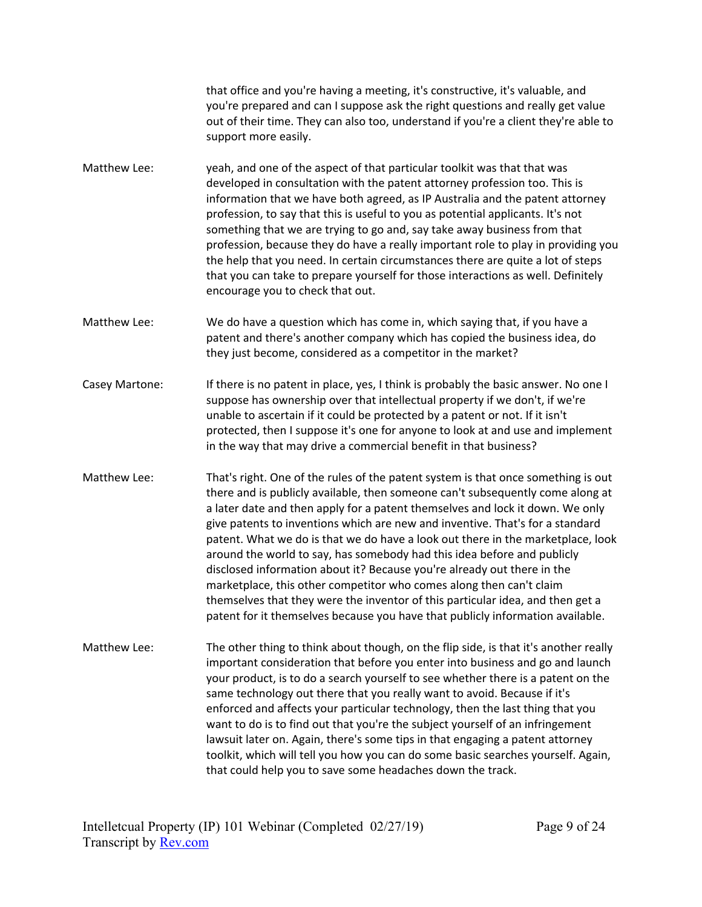that office and you're having a meeting, it's constructive, it's valuable, and you're prepared and can I suppose ask the right questions and really get value out of their time. They can also too, understand if you're a client they're able to support more easily.

Matthew Lee: yeah, and one of the aspect of that particular toolkit was that that was developed in consultation with the patent attorney profession too. This is information that we have both agreed, as IP Australia and the patent attorney profession, to say that this is useful to you as potential applicants. It's not something that we are trying to go and, say take away business from that profession, because they do have a really important role to play in providing you the help that you need. In certain circumstances there are quite a lot of steps that you can take to prepare yourself for those interactions as well. Definitely encourage you to check that out.

Matthew Lee: We do have a question which has come in, which saying that, if you have a patent and there's another company which has copied the business idea, do they just become, considered as a competitor in the market?

Casey Martone: If there is no patent in place, yes, I think is probably the basic answer. No one I suppose has ownership over that intellectual property if we don't, if we're unable to ascertain if it could be protected by a patent or not. If it isn't protected, then I suppose it's one for anyone to look at and use and implement in the way that may drive a commercial benefit in that business?

Matthew Lee: That's right. One of the rules of the patent system is that once something is out there and is publicly available, then someone can't subsequently come along at a later date and then apply for a patent themselves and lock it down. We only give patents to inventions which are new and inventive. That's for a standard patent. What we do is that we do have a look out there in the marketplace, look around the world to say, has somebody had this idea before and publicly disclosed information about it? Because you're already out there in the marketplace, this other competitor who comes along then can't claim themselves that they were the inventor of this particular idea, and then get a patent for it themselves because you have that publicly information available.

Matthew Lee: The other thing to think about though, on the flip side, is that it's another really important consideration that before you enter into business and go and launch your product, is to do a search yourself to see whether there is a patent on the same technology out there that you really want to avoid. Because if it's enforced and affects your particular technology, then the last thing that you want to do is to find out that you're the subject yourself of an infringement lawsuit later on. Again, there's some tips in that engaging a patent attorney toolkit, which will tell you how you can do some basic searches yourself. Again, that could help you to save some headaches down the track.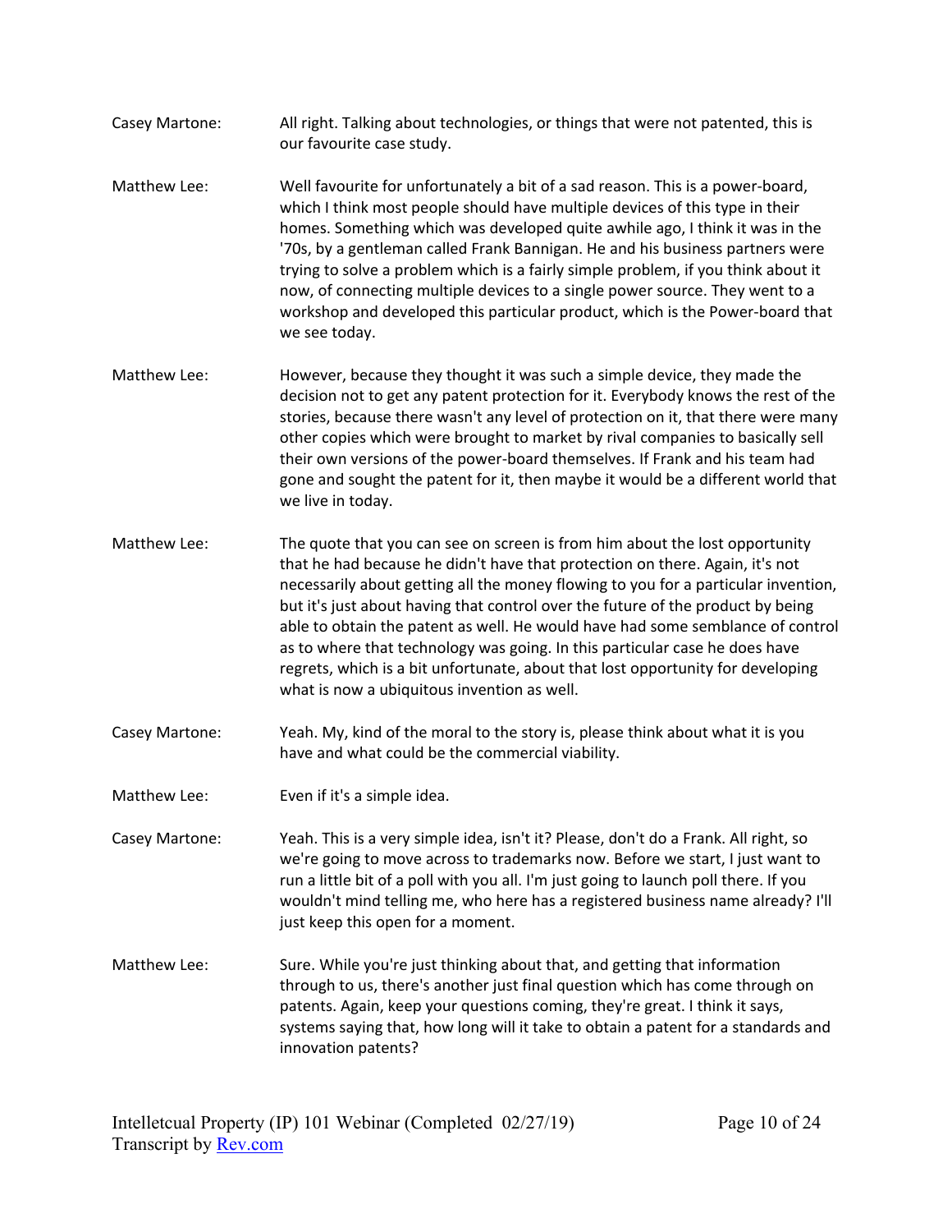Casey Martone: All right. Talking about technologies, or things that were not patented, this is our favourite case study.

Matthew Lee: Well favourite for unfortunately a bit of a sad reason. This is a power-board, which I think most people should have multiple devices of this type in their homes. Something which was developed quite awhile ago, I think it was in the '70s, by a gentleman called Frank Bannigan. He and his business partners were trying to solve a problem which is a fairly simple problem, if you think about it now, of connecting multiple devices to a single power source. They went to a workshop and developed this particular product, which is the Power-board that we see today.

Matthew Lee: However, because they thought it was such a simple device, they made the decision not to get any patent protection for it. Everybody knows the rest of the stories, because there wasn't any level of protection on it, that there were many other copies which were brought to market by rival companies to basically sell their own versions of the power-board themselves. If Frank and his team had gone and sought the patent for it, then maybe it would be a different world that we live in today.

Matthew Lee: The quote that you can see on screen is from him about the lost opportunity that he had because he didn't have that protection on there. Again, it's not necessarily about getting all the money flowing to you for a particular invention, but it's just about having that control over the future of the product by being able to obtain the patent as well. He would have had some semblance of control as to where that technology was going. In this particular case he does have regrets, which is a bit unfortunate, about that lost opportunity for developing what is now a ubiquitous invention as well.

Casey Martone: Yeah. My, kind of the moral to the story is, please think about what it is you have and what could be the commercial viability.

Matthew Lee: Even if it's a simple idea.

Casey Martone: Yeah. This is a very simple idea, isn't it? Please, don't do a Frank. All right, so we're going to move across to trademarks now. Before we start, I just want to run a little bit of a poll with you all. I'm just going to launch poll there. If you wouldn't mind telling me, who here has a registered business name already? I'll just keep this open for a moment.

Matthew Lee: Sure. While you're just thinking about that, and getting that information through to us, there's another just final question which has come through on patents. Again, keep your questions coming, they're great. I think it says, systems saying that, how long will it take to obtain a patent for a standards and innovation patents?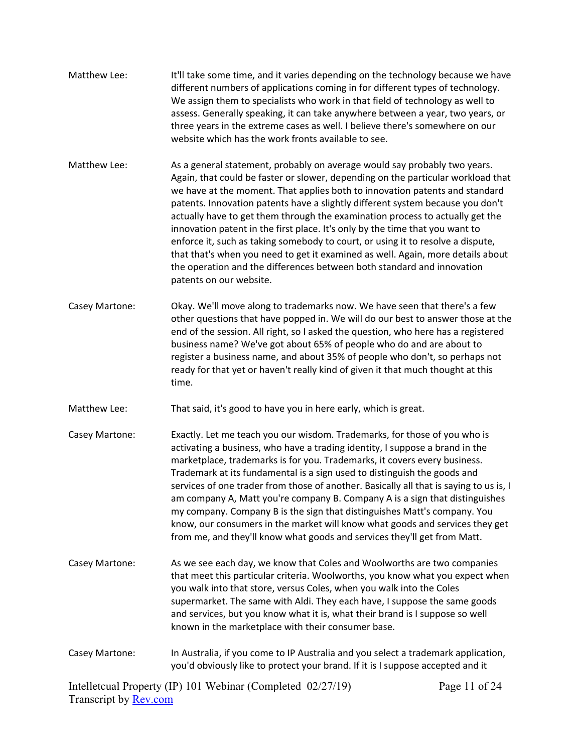Matthew Lee: It'll take some time, and it varies depending on the technology because we have different numbers of applications coming in for different types of technology. We assign them to specialists who work in that field of technology as well to assess. Generally speaking, it can take anywhere between a year, two years, or three years in the extreme cases as well. I believe there's somewhere on our website which has the work fronts available to see.

Matthew Lee: As a general statement, probably on average would say probably two years. Again, that could be faster or slower, depending on the particular workload that we have at the moment. That applies both to innovation patents and standard patents. Innovation patents have a slightly different system because you don't actually have to get them through the examination process to actually get the innovation patent in the first place. It's only by the time that you want to enforce it, such as taking somebody to court, or using it to resolve a dispute, that that's when you need to get it examined as well. Again, more details about the operation and the differences between both standard and innovation patents on our website.

Casey Martone: Okay. We'll move along to trademarks now. We have seen that there's a few other questions that have popped in. We will do our best to answer those at the end of the session. All right, so I asked the question, who here has a registered business name? We've got about 65% of people who do and are about to register a business name, and about 35% of people who don't, so perhaps not ready for that yet or haven't really kind of given it that much thought at this time.

Matthew Lee: That said, it's good to have you in here early, which is great.

Casey Martone: Exactly. Let me teach you our wisdom. Trademarks, for those of you who is activating a business, who have a trading identity, I suppose a brand in the marketplace, trademarks is for you. Trademarks, it covers every business. Trademark at its fundamental is a sign used to distinguish the goods and services of one trader from those of another. Basically all that is saying to us is, I am company A, Matt you're company B. Company A is a sign that distinguishes my company. Company B is the sign that distinguishes Matt's company. You know, our consumers in the market will know what goods and services they get from me, and they'll know what goods and services they'll get from Matt.

Casey Martone: As we see each day, we know that Coles and Woolworths are two companies that meet this particular criteria. Woolworths, you know what you expect when you walk into that store, versus Coles, when you walk into the Coles supermarket. The same with Aldi. They each have, I suppose the same goods and services, but you know what it is, what their brand is I suppose so well known in the marketplace with their consumer base.

Casey Martone: In Australia, if you come to IP Australia and you select a trademark application, you'd obviously like to protect your brand. If it is I suppose accepted and it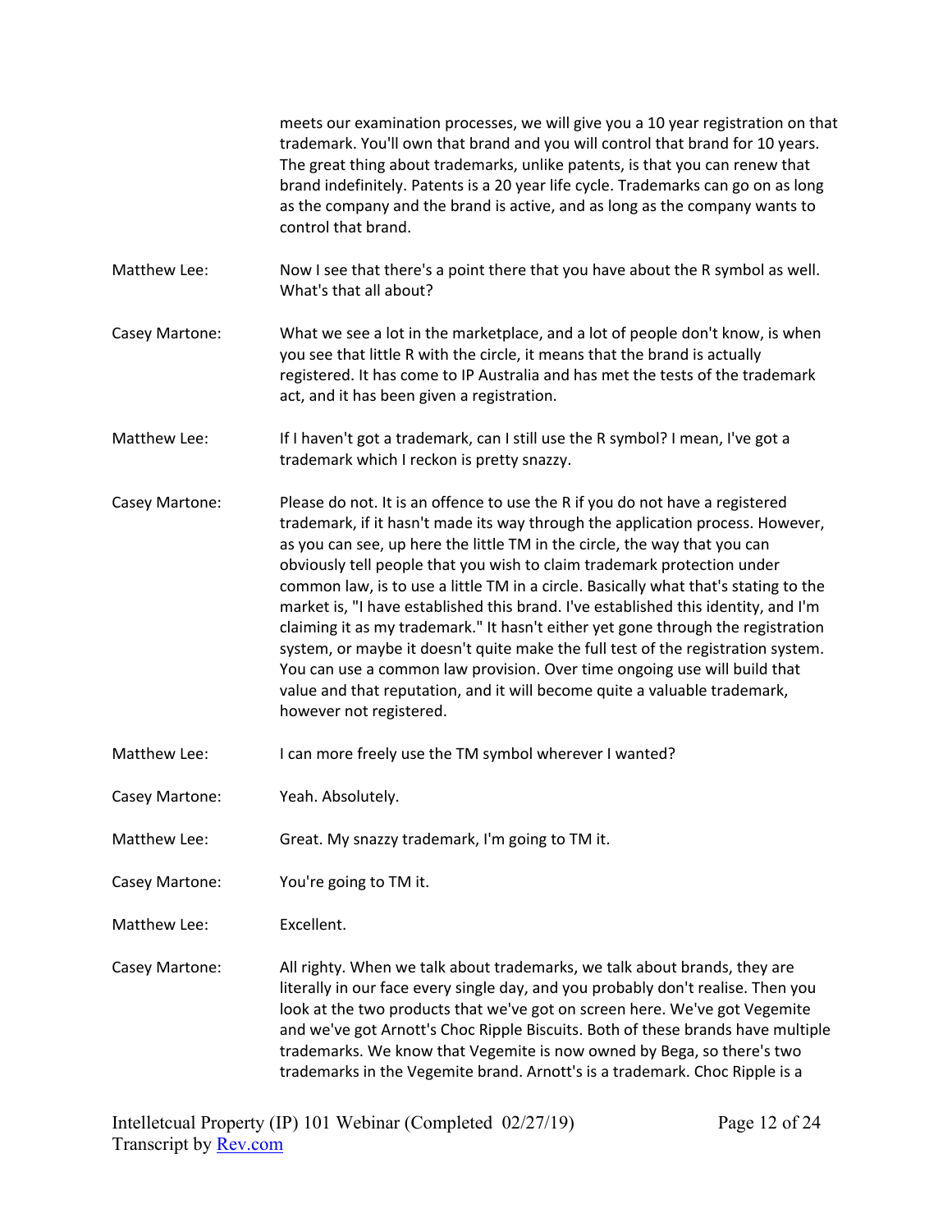meets our examination processes, we will give you a 10 year registration on that trademark. You'll own that brand and you will control that brand for 10 years. The great thing about trademarks, unlike patents, is that you can renew that brand indefinitely. Patents is a 20 year life cycle. Trademarks can go on as long as the company and the brand is active, and as long as the company wants to control that brand.

**Matthew Lee:** Now I see that there's a point there that you have about the R symbol as well. What's that all about?

**Casey Martone:** What we see a lot in the marketplace, and a lot of people don't know, is when you see that little R with the circle, it means that the brand is actually registered. It has come to IP Australia and has met the tests of the trademark act, and it has been given a registration.

**Matthew Lee:** If I haven't got a trademark, can I still use the R symbol? I mean, I've got a trademark which I reckon is pretty snazzy.

**Casey Martone:** Please do not. It is an offence to use the R if you do not have a registered trademark, if it hasn't made its way through the application process. However, as you can see, up here the little TM in the circle, the way that you can obviously tell people that you wish to claim trademark protection under common law, is to use a little TM in a circle. Basically what that's stating to the market is, "I have established this brand. I've established this identity, and I'm claiming it as my trademark." It hasn't either yet gone through the registration system, or maybe it doesn't quite make the full test of the registration system. You can use a common law provision. Over time ongoing use will build that value and that reputation, and it will become quite a valuable trademark, however not registered.

**Matthew Lee:** I can more freely use the TM symbol wherever I wanted?

**Casey Martone:** Yeah. Absolutely.

**Matthew Lee:** Great. My snazzy trademark, I'm going to TM it.

**Casey Martone:** You're going to TM it.

**Matthew Lee:** Excellent.

**Casey Martone:** All righty. When we talk about trademarks, we talk about brands, they are literally in our face every single day, and you probably don't realise. Then you look at the two products that we've got on screen here. We've got Vegemite and we've got Arnott's Choc Ripple Biscuits. Both of these brands have multiple trademarks. We know that Vegemite is now owned by Bega, so there's two trademarks in the Vegemite brand. Arnott's is a trademark. Choc Ripple is a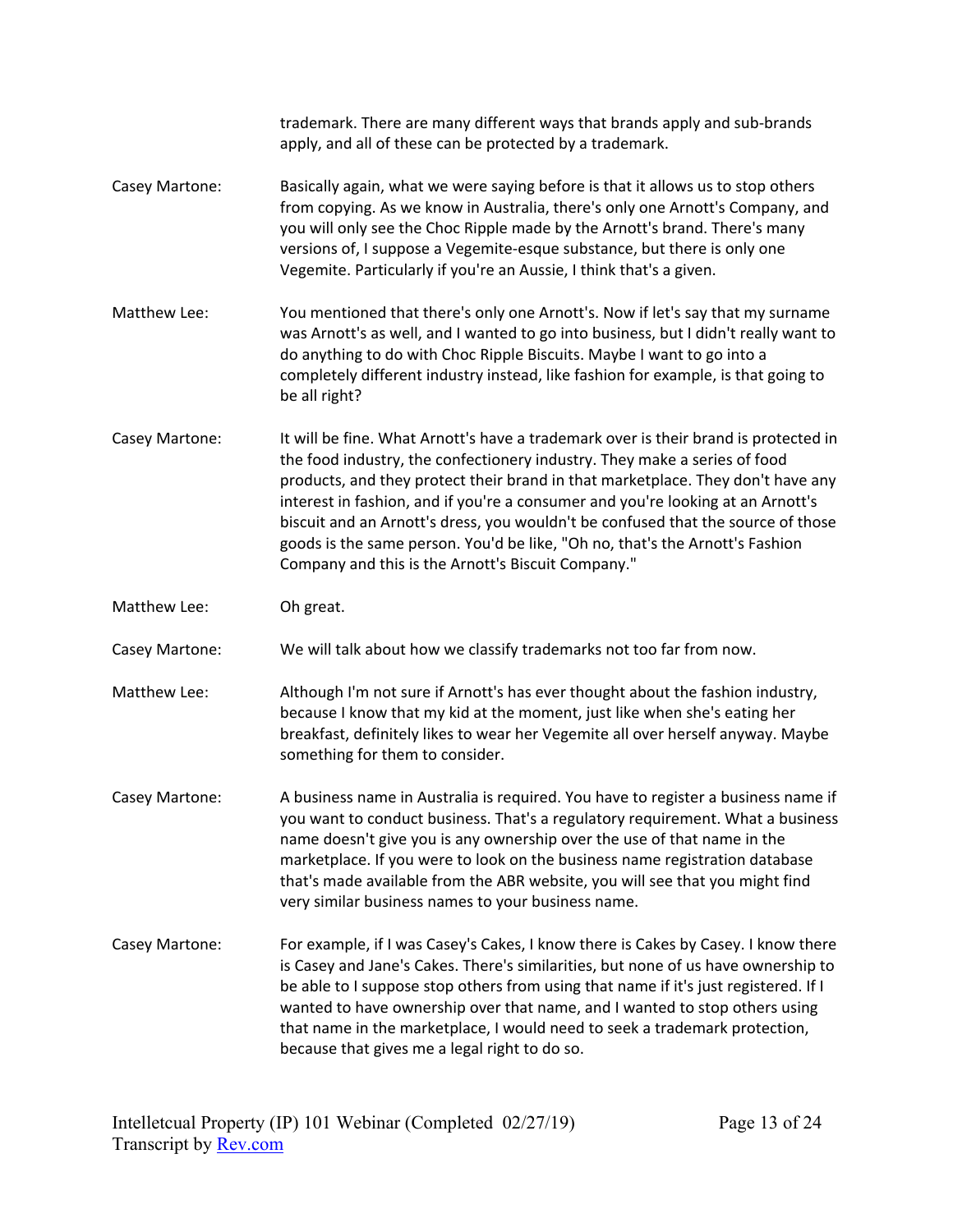trademark. There are many different ways that brands apply and sub-brands apply, and all of these can be protected by a trademark.

**Casey Martone:** Basically again, what we were saying before is that it allows us to stop others from copying. As we know in Australia, there's only one Arnott's Company, and you will only see the Choc Ripple made by the Arnott's brand. There's many versions of, I suppose a Vegemite-esque substance, but there is only one Vegemite. Particularly if you're an Aussie, I think that's a given.

**Matthew Lee:** You mentioned that there's only one Arnott's. Now if let's say that my surname was Arnott's as well, and I wanted to go into business, but I didn't really want to do anything to do with Choc Ripple Biscuits. Maybe I want to go into a completely different industry instead, like fashion for example, is that going to be all right?

**Casey Martone:** It will be fine. What Arnott's have a trademark over is their brand is protected in the food industry, the confectionery industry. They make a series of food products, and they protect their brand in that marketplace. They don't have any interest in fashion, and if you're a consumer and you're looking at an Arnott's biscuit and an Arnott's dress, you wouldn't be confused that the source of those goods is the same person. You'd be like, "Oh no, that's the Arnott's Fashion Company and this is the Arnott's Biscuit Company."

**Matthew Lee:** Oh great.

**Casey Martone:** We will talk about how we classify trademarks not too far from now.

**Matthew Lee:** Although I'm not sure if Arnott's has ever thought about the fashion industry, because I know that my kid at the moment, just like when she's eating her breakfast, definitely likes to wear her Vegemite all over herself anyway. Maybe something for them to consider.

**Casey Martone:** A business name in Australia is required. You have to register a business name if you want to conduct business. That's a regulatory requirement. What a business name doesn't give you is any ownership over the use of that name in the marketplace. If you were to look on the business name registration database that's made available from the ABR website, you will see that you might find very similar business names to your business name.

**Casey Martone:** For example, if I was Casey's Cakes, I know there is Cakes by Casey. I know there is Casey and Jane's Cakes. There's similarities, but none of us have ownership to be able to I suppose stop others from using that name if it's just registered. If I wanted to have ownership over that name, and I wanted to stop others using that name in the marketplace, I would need to seek a trademark protection, because that gives me a legal right to do so.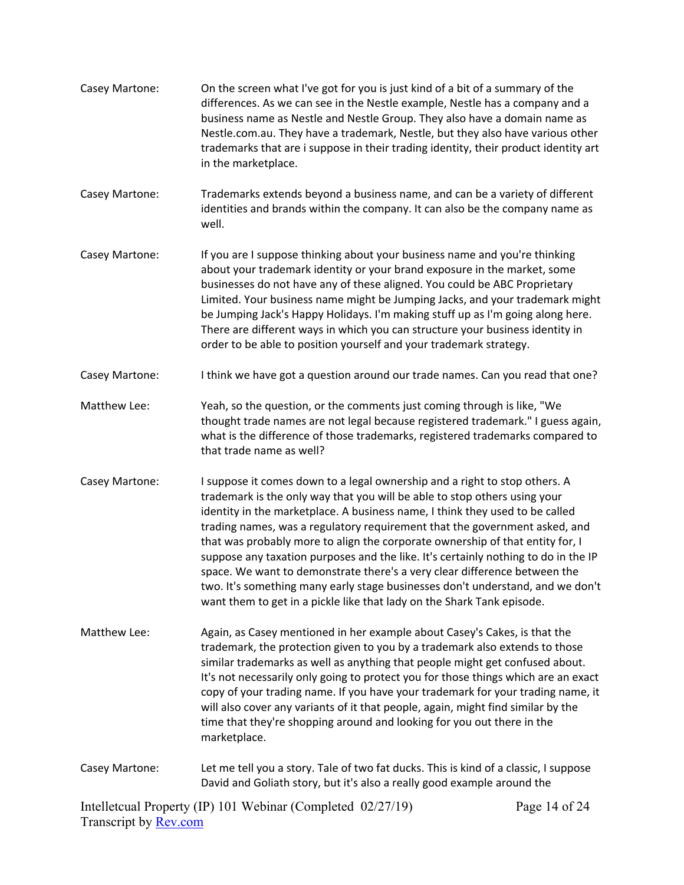Casey Martone: On the screen what I've got for you is just kind of a bit of a summary of the differences. As we can see in the Nestle example, Nestle has a company and a business name as Nestle and Nestle Group. They also have a domain name as Nestle.com.au. They have a trademark, Nestle, but they also have various other trademarks that are i suppose in their trading identity, their product identity art in the marketplace.

Casey Martone: Trademarks extends beyond a business name, and can be a variety of different identities and brands within the company. It can also be the company name as well.

Casey Martone: If you are I suppose thinking about your business name and you're thinking about your trademark identity or your brand exposure in the market, some businesses do not have any of these aligned. You could be ABC Proprietary Limited. Your business name might be Jumping Jacks, and your trademark might be Jumping Jack's Happy Holidays. I'm making stuff up as I'm going along here. There are different ways in which you can structure your business identity in order to be able to position yourself and your trademark strategy.

Casey Martone: I think we have got a question around our trade names. Can you read that one?

Matthew Lee: Yeah, so the question, or the comments just coming through is like, "We thought trade names are not legal because registered trademark." I guess again, what is the difference of those trademarks, registered trademarks compared to that trade name as well?

Casey Martone: I suppose it comes down to a legal ownership and a right to stop others. A trademark is the only way that you will be able to stop others using your identity in the marketplace. A business name, I think they used to be called trading names, was a regulatory requirement that the government asked, and that was probably more to align the corporate ownership of that entity for, I suppose any taxation purposes and the like. It's certainly nothing to do in the IP space. We want to demonstrate there's a very clear difference between the two. It's something many early stage businesses don't understand, and we don't want them to get in a pickle like that lady on the Shark Tank episode.

Matthew Lee: Again, as Casey mentioned in her example about Casey's Cakes, is that the trademark, the protection given to you by a trademark also extends to those similar trademarks as well as anything that people might get confused about. It's not necessarily only going to protect you for those things which are an exact copy of your trading name. If you have your trademark for your trading name, it will also cover any variants of it that people, again, might find similar by the time that they're shopping around and looking for you out there in the marketplace.

Casey Martone: Let me tell you a story. Tale of two fat ducks. This is kind of a classic, I suppose David and Goliath story, but it's also a really good example around the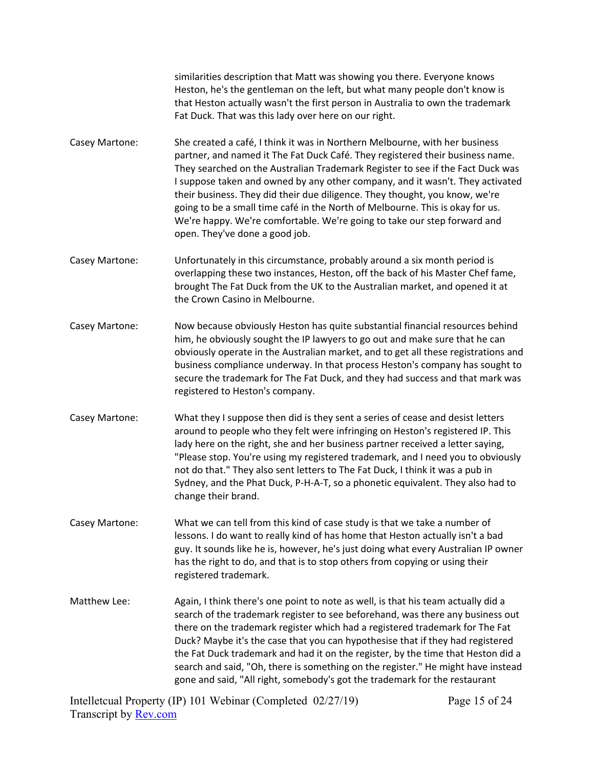similarities description that Matt was showing you there. Everyone knows Heston, he's the gentleman on the left, but what many people don't know is that Heston actually wasn't the first person in Australia to own the trademark Fat Duck. That was this lady over here on our right.

Casey Martone: She created a café, I think it was in Northern Melbourne, with her business partner, and named it The Fat Duck Café. They registered their business name. They searched on the Australian Trademark Register to see if the Fact Duck was I suppose taken and owned by any other company, and it wasn't. They activated their business. They did their due diligence. They thought, you know, we're going to be a small time café in the North of Melbourne. This is okay for us. We're happy. We're comfortable. We're going to take our step forward and open. They've done a good job.

Casey Martone: Unfortunately in this circumstance, probably around a six month period is overlapping these two instances, Heston, off the back of his Master Chef fame, brought The Fat Duck from the UK to the Australian market, and opened it at the Crown Casino in Melbourne.

Casey Martone: Now because obviously Heston has quite substantial financial resources behind him, he obviously sought the IP lawyers to go out and make sure that he can obviously operate in the Australian market, and to get all these registrations and business compliance underway. In that process Heston's company has sought to secure the trademark for The Fat Duck, and they had success and that mark was registered to Heston's company.

Casey Martone: What they I suppose then did is they sent a series of cease and desist letters around to people who they felt were infringing on Heston's registered IP. This lady here on the right, she and her business partner received a letter saying, "Please stop. You're using my registered trademark, and I need you to obviously not do that." They also sent letters to The Fat Duck, I think it was a pub in Sydney, and the Phat Duck, P-H-A-T, so a phonetic equivalent. They also had to change their brand.

Casey Martone: What we can tell from this kind of case study is that we take a number of lessons. I do want to really kind of has home that Heston actually isn't a bad guy. It sounds like he is, however, he's just doing what every Australian IP owner has the right to do, and that is to stop others from copying or using their registered trademark.

Matthew Lee: Again, I think there's one point to note as well, is that his team actually did a search of the trademark register to see beforehand, was there any business out there on the trademark register which had a registered trademark for The Fat Duck? Maybe it's the case that you can hypothesise that if they had registered the Fat Duck trademark and had it on the register, by the time that Heston did a search and said, "Oh, there is something on the register." He might have instead gone and said, "All right, somebody's got the trademark for the restaurant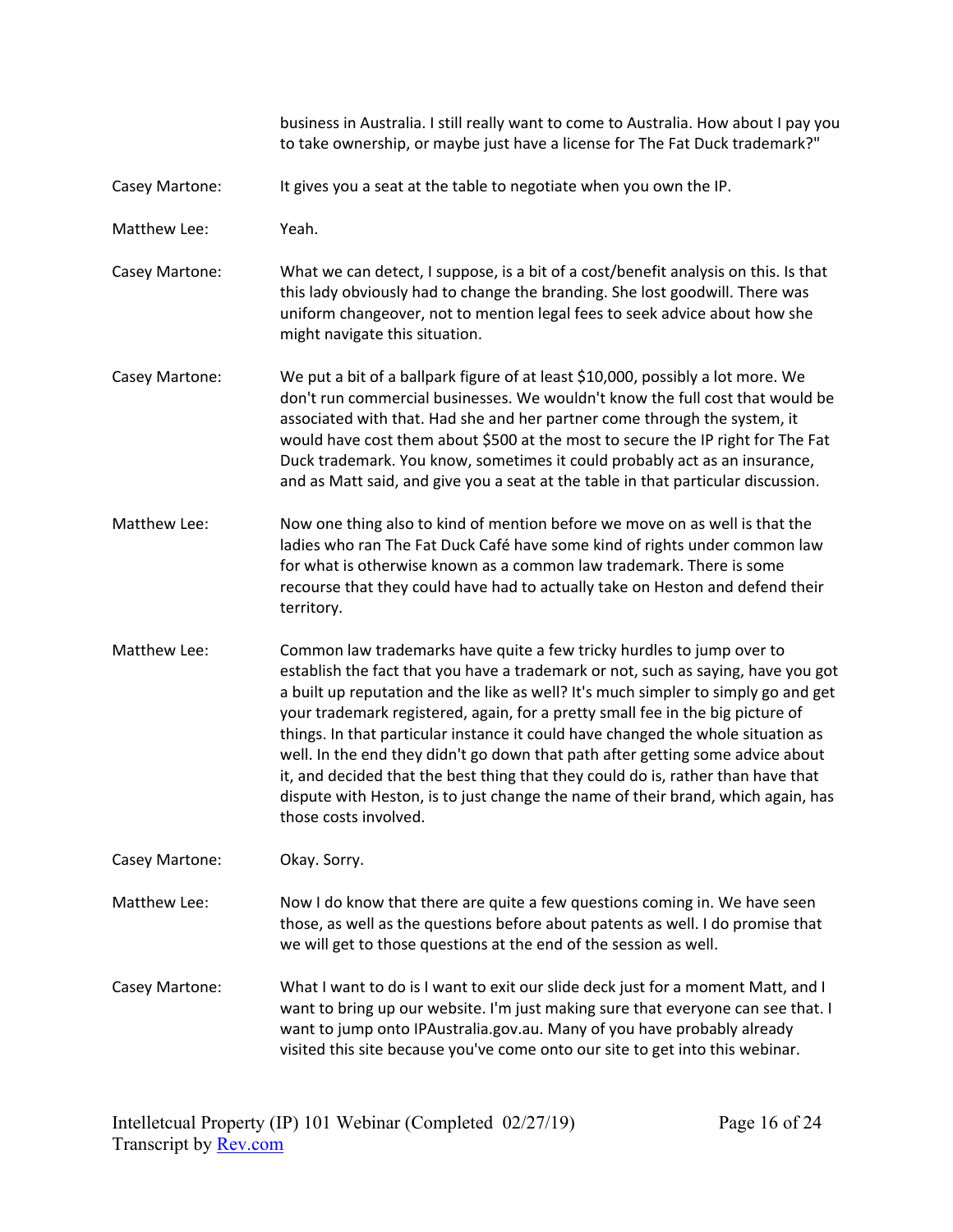business in Australia. I still really want to come to Australia. How about I pay you to take ownership, or maybe just have a license for The Fat Duck trademark?"

Casey Martone: It gives you a seat at the table to negotiate when you own the IP.

Matthew Lee: Yeah.

Casey Martone: What we can detect, I suppose, is a bit of a cost/benefit analysis on this. Is that this lady obviously had to change the branding. She lost goodwill. There was uniform changeover, not to mention legal fees to seek advice about how she might navigate this situation.

Casey Martone: We put a bit of a ballpark figure of at least $10,000, possibly a lot more. We don't run commercial businesses. We wouldn't know the full cost that would be associated with that. Had she and her partner come through the system, it would have cost them about $500 at the most to secure the IP right for The Fat Duck trademark. You know, sometimes it could probably act as an insurance, and as Matt said, and give you a seat at the table in that particular discussion.

Matthew Lee: Now one thing also to kind of mention before we move on as well is that the ladies who ran The Fat Duck Café have some kind of rights under common law for what is otherwise known as a common law trademark. There is some recourse that they could have had to actually take on Heston and defend their territory.

Matthew Lee: Common law trademarks have quite a few tricky hurdles to jump over to establish the fact that you have a trademark or not, such as saying, have you got a built up reputation and the like as well? It's much simpler to simply go and get your trademark registered, again, for a pretty small fee in the big picture of things. In that particular instance it could have changed the whole situation as well. In the end they didn't go down that path after getting some advice about it, and decided that the best thing that they could do is, rather than have that dispute with Heston, is to just change the name of their brand, which again, has those costs involved.

Casey Martone: Okay. Sorry.

Matthew Lee: Now I do know that there are quite a few questions coming in. We have seen those, as well as the questions before about patents as well. I do promise that we will get to those questions at the end of the session as well.

Casey Martone: What I want to do is I want to exit our slide deck just for a moment Matt, and I want to bring up our website. I'm just making sure that everyone can see that. I want to jump onto IPAustralia.gov.au. Many of you have probably already visited this site because you've come onto our site to get into this webinar.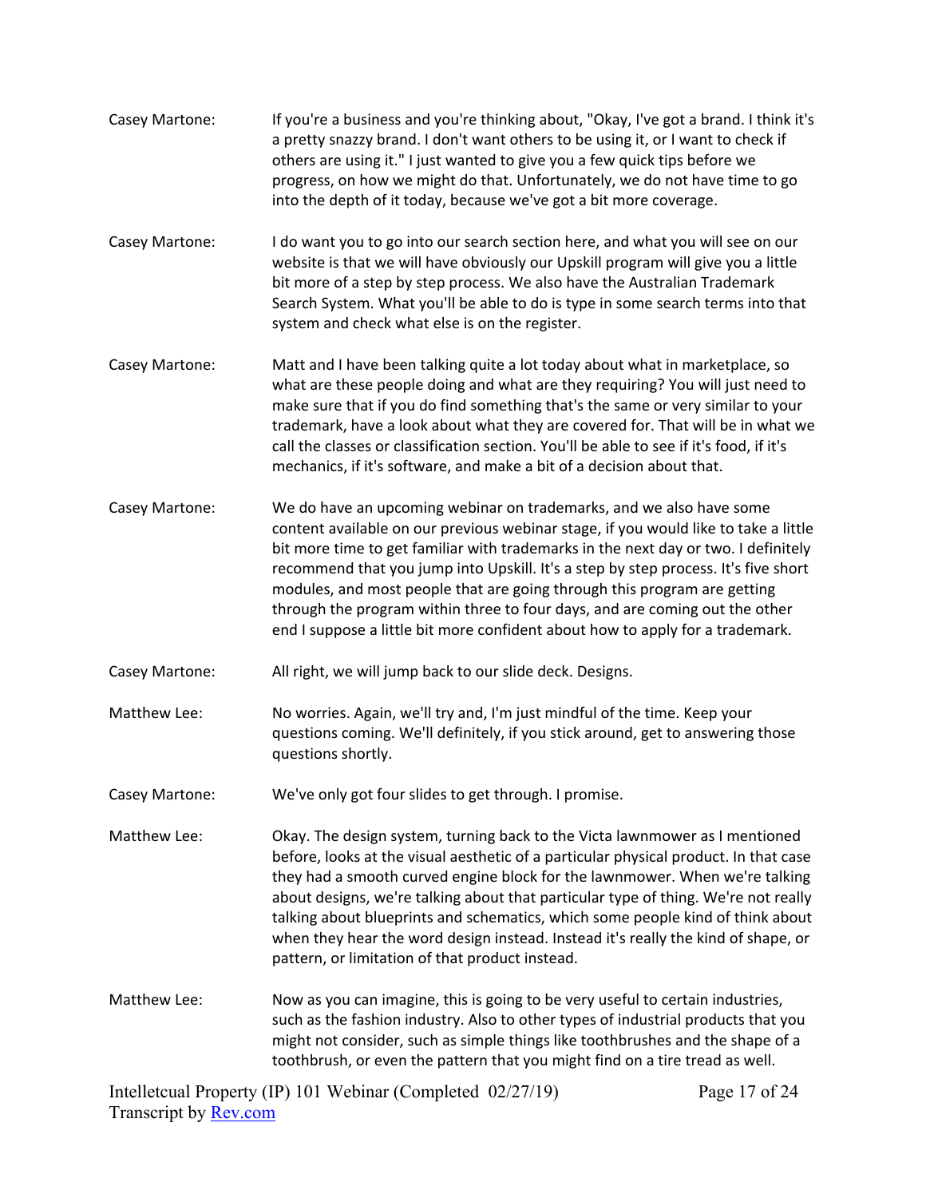Casey Martone: If you're a business and you're thinking about, "Okay, I've got a brand. I think it's a pretty snazzy brand. I don't want others to be using it, or I want to check if others are using it." I just wanted to give you a few quick tips before we progress, on how we might do that. Unfortunately, we do not have time to go into the depth of it today, because we've got a bit more coverage.

Casey Martone: I do want you to go into our search section here, and what you will see on our website is that we will have obviously our Upskill program will give you a little bit more of a step by step process. We also have the Australian Trademark Search System. What you'll be able to do is type in some search terms into that system and check what else is on the register.

Casey Martone: Matt and I have been talking quite a lot today about what in marketplace, so what are these people doing and what are they requiring? You will just need to make sure that if you do find something that's the same or very similar to your trademark, have a look about what they are covered for. That will be in what we call the classes or classification section. You'll be able to see if it's food, if it's mechanics, if it's software, and make a bit of a decision about that.

Casey Martone: We do have an upcoming webinar on trademarks, and we also have some content available on our previous webinar stage, if you would like to take a little bit more time to get familiar with trademarks in the next day or two. I definitely recommend that you jump into Upskill. It's a step by step process. It's five short modules, and most people that are going through this program are getting through the program within three to four days, and are coming out the other end I suppose a little bit more confident about how to apply for a trademark.

Casey Martone: All right, we will jump back to our slide deck. Designs.

Matthew Lee: No worries. Again, we'll try and, I'm just mindful of the time. Keep your questions coming. We'll definitely, if you stick around, get to answering those questions shortly.

Casey Martone: We've only got four slides to get through. I promise.

Matthew Lee: Okay. The design system, turning back to the Victa lawnmower as I mentioned before, looks at the visual aesthetic of a particular physical product. In that case they had a smooth curved engine block for the lawnmower. When we're talking about designs, we're talking about that particular type of thing. We're not really talking about blueprints and schematics, which some people kind of think about when they hear the word design instead. Instead it's really the kind of shape, or pattern, or limitation of that product instead.

Matthew Lee: Now as you can imagine, this is going to be very useful to certain industries, such as the fashion industry. Also to other types of industrial products that you might not consider, such as simple things like toothbrushes and the shape of a toothbrush, or even the pattern that you might find on a tire tread as well.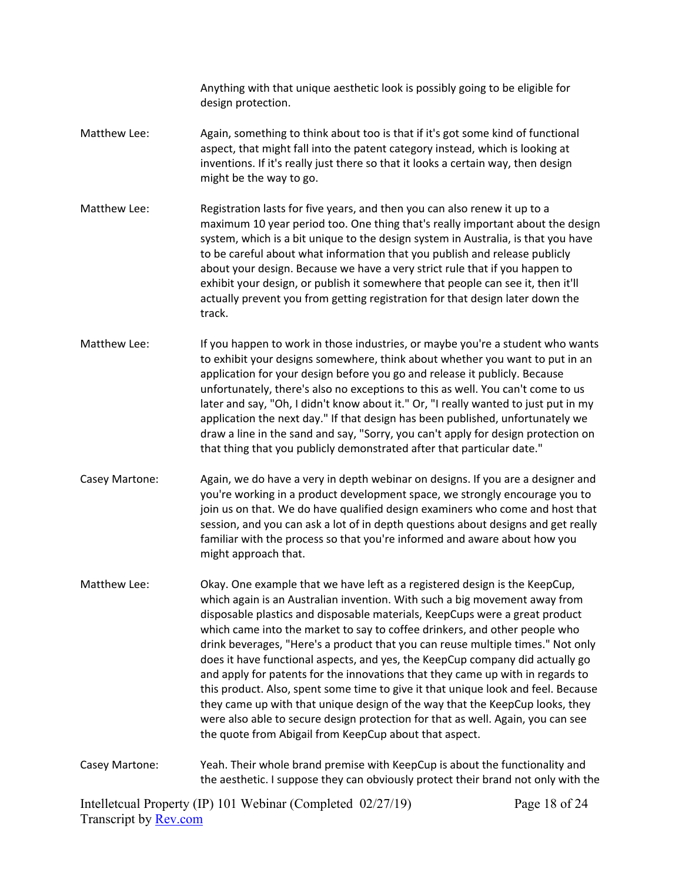Anything with that unique aesthetic look is possibly going to be eligible for design protection.

**Matthew Lee:** Again, something to think about too is that if it's got some kind of functional aspect, that might fall into the patent category instead, which is looking at inventions. If it's really just there so that it looks a certain way, then design might be the way to go.

**Matthew Lee:** Registration lasts for five years, and then you can also renew it up to a maximum 10 year period too. One thing that's really important about the design system, which is a bit unique to the design system in Australia, is that you have to be careful about what information that you publish and release publicly about your design. Because we have a very strict rule that if you happen to exhibit your design, or publish it somewhere that people can see it, then it'll actually prevent you from getting registration for that design later down the track.

**Matthew Lee:** If you happen to work in those industries, or maybe you're a student who wants to exhibit your designs somewhere, think about whether you want to put in an application for your design before you go and release it publicly. Because unfortunately, there's also no exceptions to this as well. You can't come to us later and say, "Oh, I didn't know about it." Or, "I really wanted to just put in my application the next day." If that design has been published, unfortunately we draw a line in the sand and say, "Sorry, you can't apply for design protection on that thing that you publicly demonstrated after that particular date."

**Casey Martone:** Again, we do have a very in depth webinar on designs. If you are a designer and you're working in a product development space, we strongly encourage you to join us on that. We do have qualified design examiners who come and host that session, and you can ask a lot of in depth questions about designs and get really familiar with the process so that you're informed and aware about how you might approach that.

**Matthew Lee:** Okay. One example that we have left as a registered design is the KeepCup, which again is an Australian invention. With such a big movement away from disposable plastics and disposable materials, KeepCups were a great product which came into the market to say to coffee drinkers, and other people who drink beverages, "Here's a product that you can reuse multiple times." Not only does it have functional aspects, and yes, the KeepCup company did actually go and apply for patents for the innovations that they came up with in regards to this product. Also, spent some time to give it that unique look and feel. Because they came up with that unique design of the way that the KeepCup looks, they were also able to secure design protection for that as well. Again, you can see the quote from Abigail from KeepCup about that aspect.

**Casey Martone:** Yeah. Their whole brand premise with KeepCup is about the functionality and the aesthetic. I suppose they can obviously protect their brand not only with the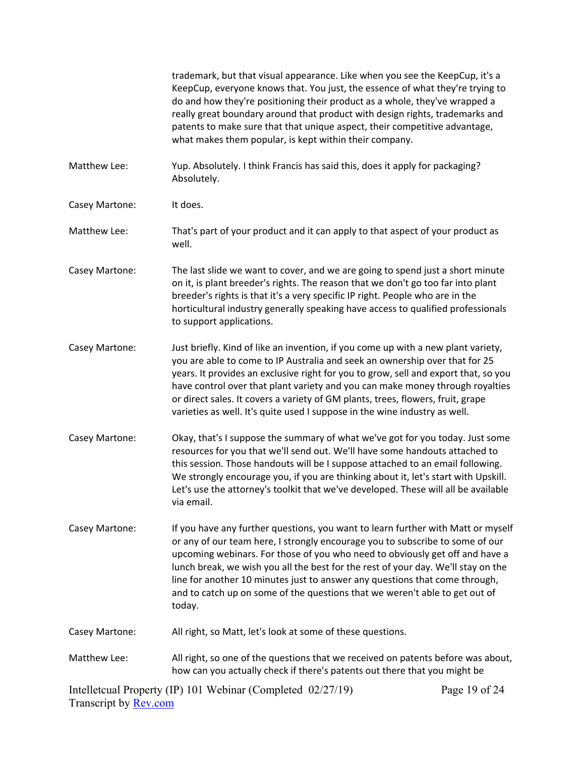trademark, but that visual appearance. Like when you see the KeepCup, it's a KeepCup, everyone knows that. You just, the essence of what they're trying to do and how they're positioning their product as a whole, they've wrapped a really great boundary around that product with design rights, trademarks and patents to make sure that that unique aspect, their competitive advantage, what makes them popular, is kept within their company.

Matthew Lee: Yup. Absolutely. I think Francis has said this, does it apply for packaging? Absolutely.

Casey Martone: It does.

Matthew Lee: That's part of your product and it can apply to that aspect of your product as well.

Casey Martone: The last slide we want to cover, and we are going to spend just a short minute on it, is plant breeder's rights. The reason that we don't go too far into plant breeder's rights is that it's a very specific IP right. People who are in the horticultural industry generally speaking have access to qualified professionals to support applications.

Casey Martone: Just briefly. Kind of like an invention, if you come up with a new plant variety, you are able to come to IP Australia and seek an ownership over that for 25 years. It provides an exclusive right for you to grow, sell and export that, so you have control over that plant variety and you can make money through royalties or direct sales. It covers a variety of GM plants, trees, flowers, fruit, grape varieties as well. It's quite used I suppose in the wine industry as well.

Casey Martone: Okay, that's I suppose the summary of what we've got for you today. Just some resources for you that we'll send out. We'll have some handouts attached to this session. Those handouts will be I suppose attached to an email following. We strongly encourage you, if you are thinking about it, let's start with Upskill. Let's use the attorney's toolkit that we've developed. These will all be available via email.

Casey Martone: If you have any further questions, you want to learn further with Matt or myself or any of our team here, I strongly encourage you to subscribe to some of our upcoming webinars. For those of you who need to obviously get off and have a lunch break, we wish you all the best for the rest of your day. We'll stay on the line for another 10 minutes just to answer any questions that come through, and to catch up on some of the questions that we weren't able to get out of today.

Casey Martone: All right, so Matt, let's look at some of these questions.

Matthew Lee: All right, so one of the questions that we received on patents before was about, how can you actually check if there's patents out there that you might be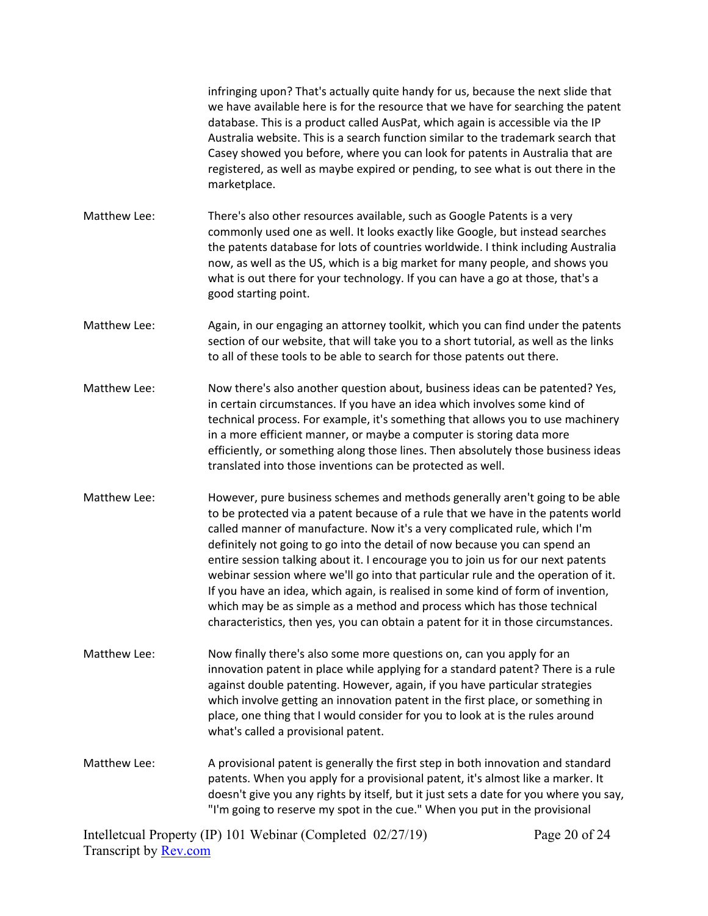infringing upon? That's actually quite handy for us, because the next slide that we have available here is for the resource that we have for searching the patent database. This is a product called AusPat, which again is accessible via the IP Australia website. This is a search function similar to the trademark search that Casey showed you before, where you can look for patents in Australia that are registered, as well as maybe expired or pending, to see what is out there in the marketplace.

Matthew Lee: There's also other resources available, such as Google Patents is a very commonly used one as well. It looks exactly like Google, but instead searches the patents database for lots of countries worldwide. I think including Australia now, as well as the US, which is a big market for many people, and shows you what is out there for your technology. If you can have a go at those, that's a good starting point.

Matthew Lee: Again, in our engaging an attorney toolkit, which you can find under the patents section of our website, that will take you to a short tutorial, as well as the links to all of these tools to be able to search for those patents out there.

Matthew Lee: Now there's also another question about, business ideas can be patented? Yes, in certain circumstances. If you have an idea which involves some kind of technical process. For example, it's something that allows you to use machinery in a more efficient manner, or maybe a computer is storing data more efficiently, or something along those lines. Then absolutely those business ideas translated into those inventions can be protected as well.

Matthew Lee: However, pure business schemes and methods generally aren't going to be able to be protected via a patent because of a rule that we have in the patents world called manner of manufacture. Now it's a very complicated rule, which I'm definitely not going to go into the detail of now because you can spend an entire session talking about it. I encourage you to join us for our next patents webinar session where we'll go into that particular rule and the operation of it. If you have an idea, which again, is realised in some kind of form of invention, which may be as simple as a method and process which has those technical characteristics, then yes, you can obtain a patent for it in those circumstances.

Matthew Lee: Now finally there's also some more questions on, can you apply for an innovation patent in place while applying for a standard patent? There is a rule against double patenting. However, again, if you have particular strategies which involve getting an innovation patent in the first place, or something in place, one thing that I would consider for you to look at is the rules around what's called a provisional patent.

Matthew Lee: A provisional patent is generally the first step in both innovation and standard patents. When you apply for a provisional patent, it's almost like a marker. It doesn't give you any rights by itself, but it just sets a date for you where you say, "I'm going to reserve my spot in the cue." When you put in the provisional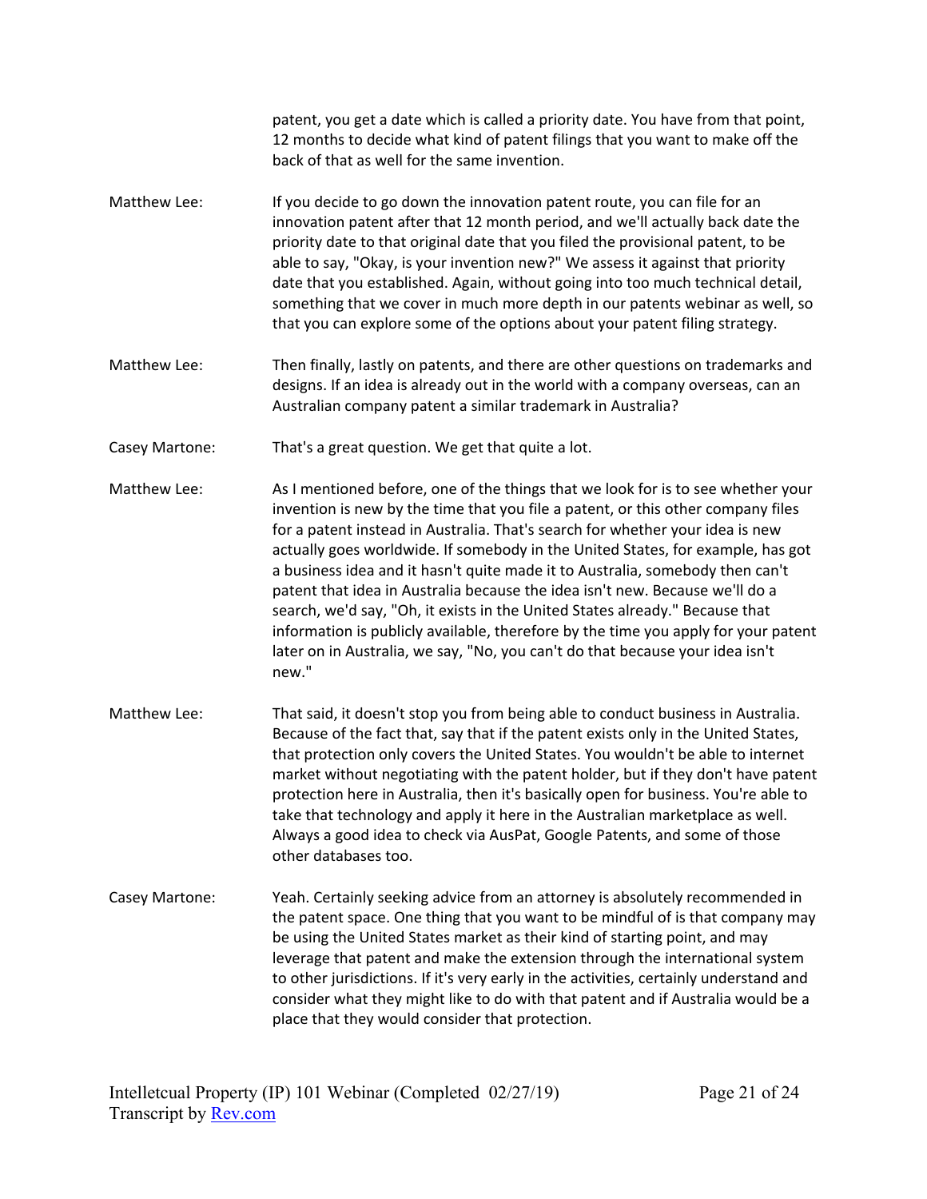patent, you get a date which is called a priority date. You have from that point, 12 months to decide what kind of patent filings that you want to make off the back of that as well for the same invention.

Matthew Lee: If you decide to go down the innovation patent route, you can file for an innovation patent after that 12 month period, and we'll actually back date the priority date to that original date that you filed the provisional patent, to be able to say, "Okay, is your invention new?" We assess it against that priority date that you established. Again, without going into too much technical detail, something that we cover in much more depth in our patents webinar as well, so that you can explore some of the options about your patent filing strategy.

Matthew Lee: Then finally, lastly on patents, and there are other questions on trademarks and designs. If an idea is already out in the world with a company overseas, can an Australian company patent a similar trademark in Australia?

Casey Martone: That's a great question. We get that quite a lot.

Matthew Lee: As I mentioned before, one of the things that we look for is to see whether your invention is new by the time that you file a patent, or this other company files for a patent instead in Australia. That's search for whether your idea is new actually goes worldwide. If somebody in the United States, for example, has got a business idea and it hasn't quite made it to Australia, somebody then can't patent that idea in Australia because the idea isn't new. Because we'll do a search, we'd say, "Oh, it exists in the United States already." Because that information is publicly available, therefore by the time you apply for your patent later on in Australia, we say, "No, you can't do that because your idea isn't new."

Matthew Lee: That said, it doesn't stop you from being able to conduct business in Australia. Because of the fact that, say that if the patent exists only in the United States, that protection only covers the United States. You wouldn't be able to internet market without negotiating with the patent holder, but if they don't have patent protection here in Australia, then it's basically open for business. You're able to take that technology and apply it here in the Australian marketplace as well. Always a good idea to check via AusPat, Google Patents, and some of those other databases too.

Casey Martone: Yeah. Certainly seeking advice from an attorney is absolutely recommended in the patent space. One thing that you want to be mindful of is that company may be using the United States market as their kind of starting point, and may leverage that patent and make the extension through the international system to other jurisdictions. If it's very early in the activities, certainly understand and consider what they might like to do with that patent and if Australia would be a place that they would consider that protection.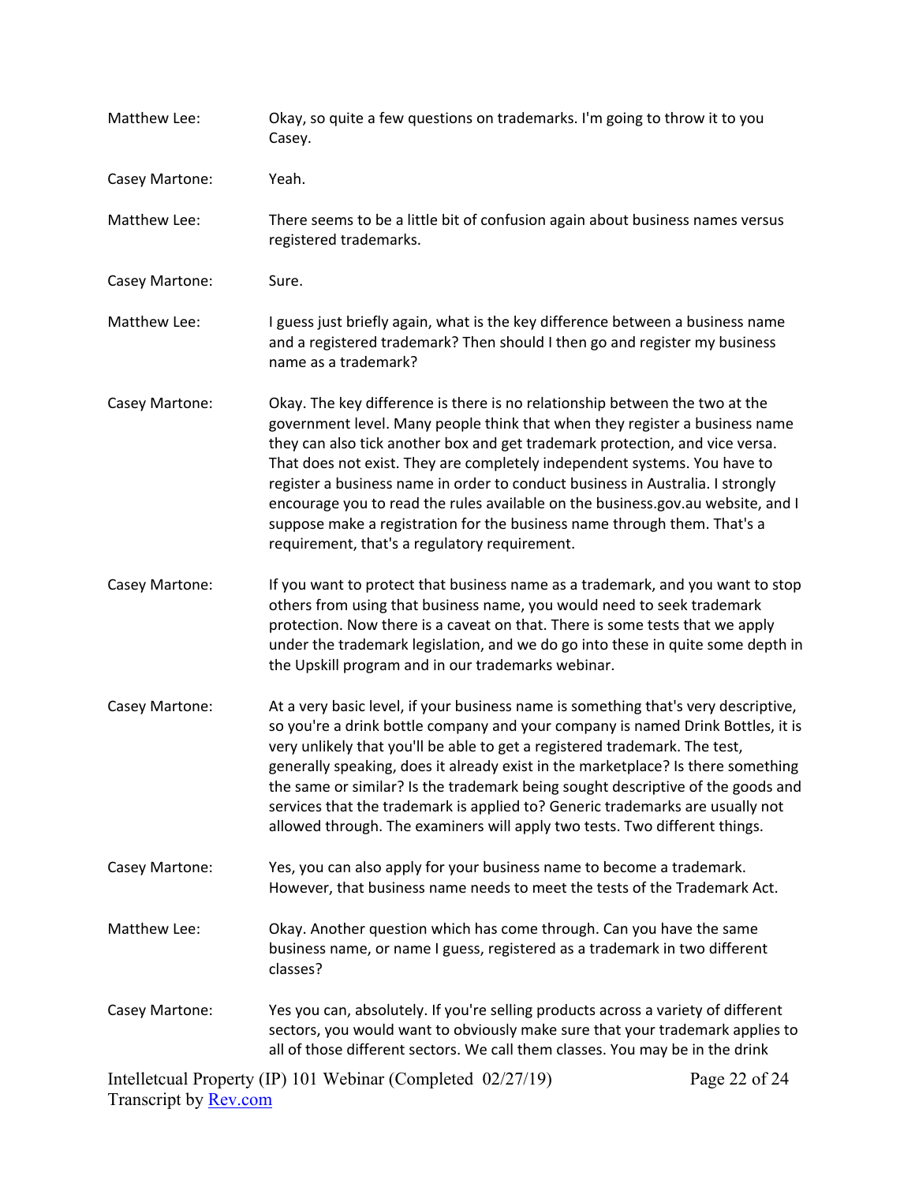Matthew Lee: Okay, so quite a few questions on trademarks. I'm going to throw it to you Casey.

Casey Martone: Yeah.

Matthew Lee: There seems to be a little bit of confusion again about business names versus registered trademarks.

Casey Martone: Sure.

Matthew Lee: I guess just briefly again, what is the key difference between a business name and a registered trademark? Then should I then go and register my business name as a trademark?

Casey Martone: Okay. The key difference is there is no relationship between the two at the government level. Many people think that when they register a business name they can also tick another box and get trademark protection, and vice versa. That does not exist. They are completely independent systems. You have to register a business name in order to conduct business in Australia. I strongly encourage you to read the rules available on the business.gov.au website, and I suppose make a registration for the business name through them. That's a requirement, that's a regulatory requirement.

Casey Martone: If you want to protect that business name as a trademark, and you want to stop others from using that business name, you would need to seek trademark protection. Now there is a caveat on that. There is some tests that we apply under the trademark legislation, and we do go into these in quite some depth in the Upskill program and in our trademarks webinar.

Casey Martone: At a very basic level, if your business name is something that's very descriptive, so you're a drink bottle company and your company is named Drink Bottles, it is very unlikely that you'll be able to get a registered trademark. The test, generally speaking, does it already exist in the marketplace? Is there something the same or similar? Is the trademark being sought descriptive of the goods and services that the trademark is applied to? Generic trademarks are usually not allowed through. The examiners will apply two tests. Two different things.

Casey Martone: Yes, you can also apply for your business name to become a trademark. However, that business name needs to meet the tests of the Trademark Act.

Matthew Lee: Okay. Another question which has come through. Can you have the same business name, or name I guess, registered as a trademark in two different classes?

Casey Martone: Yes you can, absolutely. If you're selling products across a variety of different sectors, you would want to obviously make sure that your trademark applies to all of those different sectors. We call them classes. You may be in the drink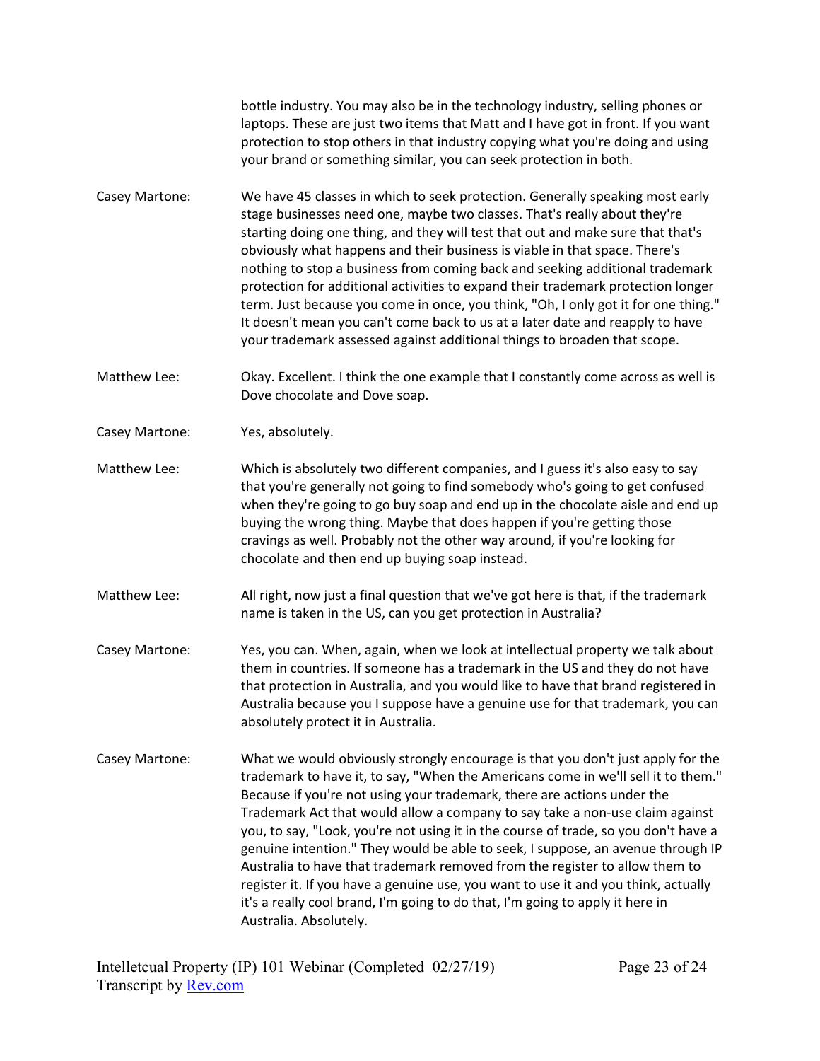bottle industry. You may also be in the technology industry, selling phones or laptops. These are just two items that Matt and I have got in front. If you want protection to stop others in that industry copying what you're doing and using your brand or something similar, you can seek protection in both.

Casey Martone: We have 45 classes in which to seek protection. Generally speaking most early stage businesses need one, maybe two classes. That's really about they're starting doing one thing, and they will test that out and make sure that that's obviously what happens and their business is viable in that space. There's nothing to stop a business from coming back and seeking additional trademark protection for additional activities to expand their trademark protection longer term. Just because you come in once, you think, "Oh, I only got it for one thing." It doesn't mean you can't come back to us at a later date and reapply to have your trademark assessed against additional things to broaden that scope.

Matthew Lee: Okay. Excellent. I think the one example that I constantly come across as well is Dove chocolate and Dove soap.

Casey Martone: Yes, absolutely.

Matthew Lee: Which is absolutely two different companies, and I guess it's also easy to say that you're generally not going to find somebody who's going to get confused when they're going to go buy soap and end up in the chocolate aisle and end up buying the wrong thing. Maybe that does happen if you're getting those cravings as well. Probably not the other way around, if you're looking for chocolate and then end up buying soap instead.

Matthew Lee: All right, now just a final question that we've got here is that, if the trademark name is taken in the US, can you get protection in Australia?

Casey Martone: Yes, you can. When, again, when we look at intellectual property we talk about them in countries. If someone has a trademark in the US and they do not have that protection in Australia, and you would like to have that brand registered in Australia because you I suppose have a genuine use for that trademark, you can absolutely protect it in Australia.

Casey Martone: What we would obviously strongly encourage is that you don't just apply for the trademark to have it, to say, "When the Americans come in we'll sell it to them." Because if you're not using your trademark, there are actions under the Trademark Act that would allow a company to say take a non-use claim against you, to say, "Look, you're not using it in the course of trade, so you don't have a genuine intention." They would be able to seek, I suppose, an avenue through IP Australia to have that trademark removed from the register to allow them to register it. If you have a genuine use, you want to use it and you think, actually it's a really cool brand, I'm going to do that, I'm going to apply it here in Australia. Absolutely.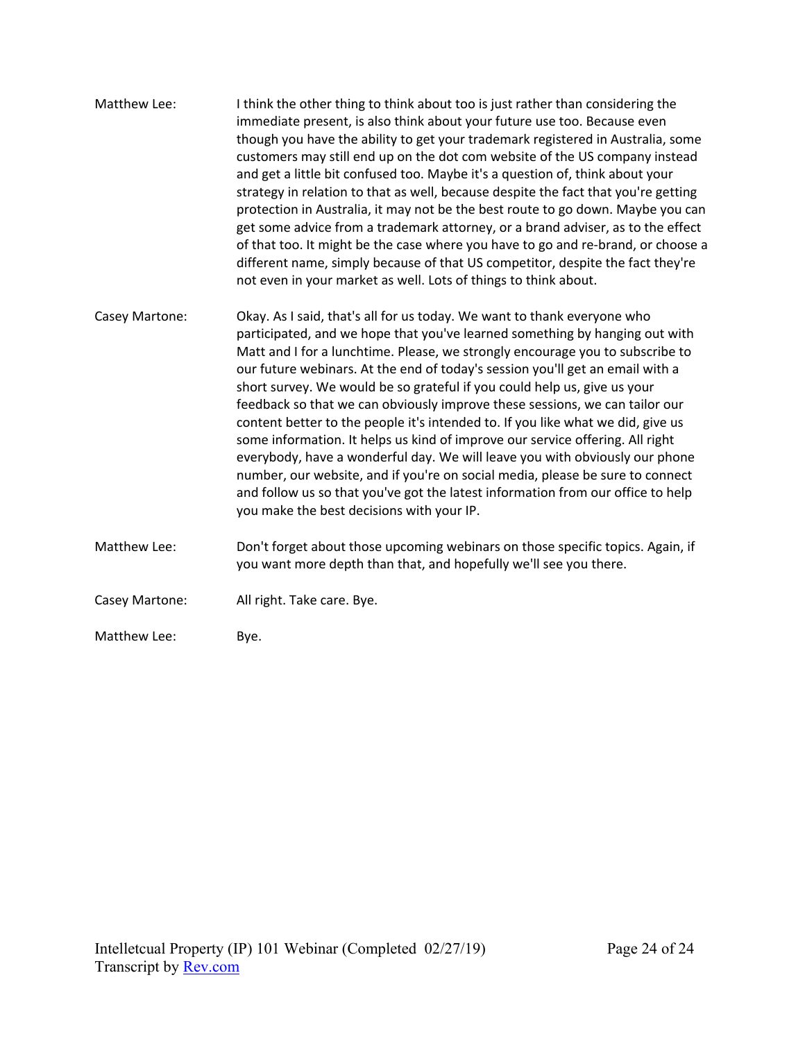Matthew Lee: I think the other thing to think about too is just rather than considering the immediate present, is also think about your future use too. Because even though you have the ability to get your trademark registered in Australia, some customers may still end up on the dot com website of the US company instead and get a little bit confused too. Maybe it's a question of, think about your strategy in relation to that as well, because despite the fact that you're getting protection in Australia, it may not be the best route to go down. Maybe you can get some advice from a trademark attorney, or a brand adviser, as to the effect of that too. It might be the case where you have to go and re-brand, or choose a different name, simply because of that US competitor, despite the fact they're not even in your market as well. Lots of things to think about.

Casey Martone: Okay. As I said, that's all for us today. We want to thank everyone who participated, and we hope that you've learned something by hanging out with Matt and I for a lunchtime. Please, we strongly encourage you to subscribe to our future webinars. At the end of today's session you'll get an email with a short survey. We would be so grateful if you could help us, give us your feedback so that we can obviously improve these sessions, we can tailor our content better to the people it's intended to. If you like what we did, give us some information. It helps us kind of improve our service offering. All right everybody, have a wonderful day. We will leave you with obviously our phone number, our website, and if you're on social media, please be sure to connect and follow us so that you've got the latest information from our office to help you make the best decisions with your IP.

Matthew Lee: Don't forget about those upcoming webinars on those specific topics. Again, if you want more depth than that, and hopefully we'll see you there.

Casey Martone: All right. Take care. Bye.

Matthew Lee: Bye.